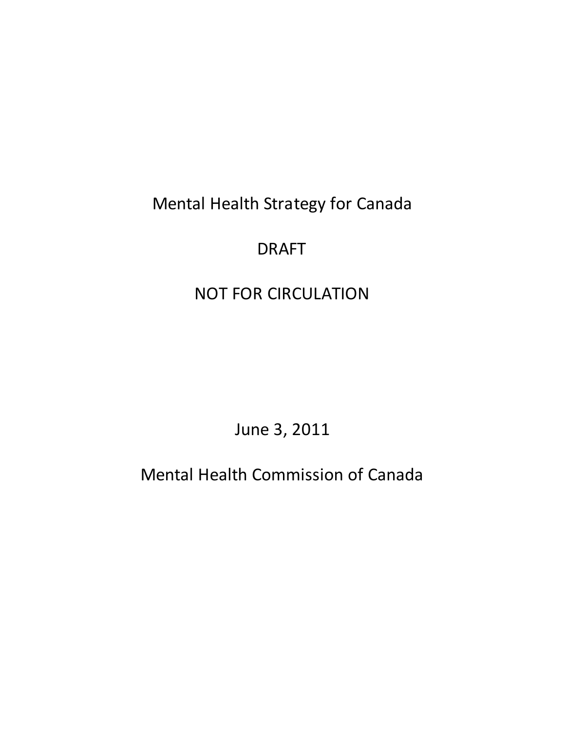# Mental Health Strategy for Canada

DRAFT

NOT FOR CIRCULATION

June 3, 2011

Mental Health Commission of Canada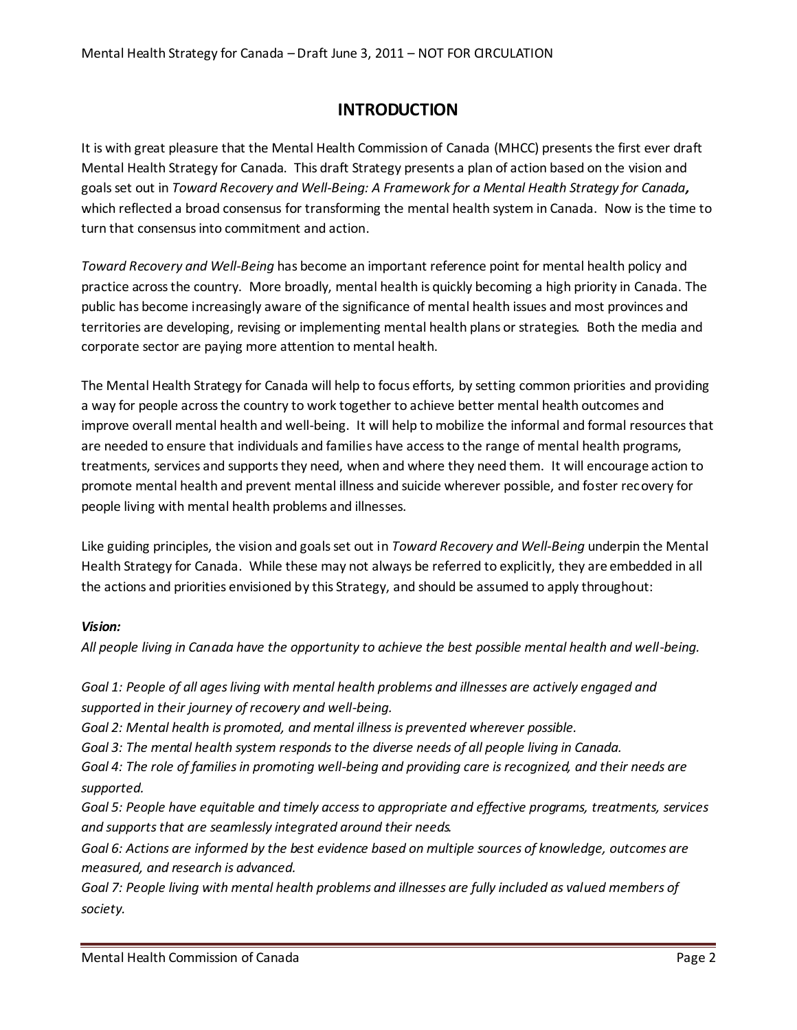# INTRODUCTION

It is with great pleasure that the Mental Health Commission of Canada (MHCC) presents the first ever draft Mental Health Strategy for Canada. This draft Strategy presents a plan of action based on the vision and goals set out in *Toward Recovery and Well-Being: A Framework for a Mental Health Strategy for Canada***,** which reflected a broad consensus for transforming the mental health system in Canada. Now is the time to turn that consensus into commitment and action.

*Toward Recovery and Well-Being* has become an important reference point for mental health policy and practice across the country. More broadly, mental health is quickly becoming a high priority in Canada. The public has become increasingly aware of the significance of mental health issues and most provinces and territories are developing, revising or implementing mental health plans or strategies. Both the media and corporate sector are paying more attention to mental health.

The Mental Health Strategy for Canada will help to focus efforts, by setting common priorities and providing a way for people across the country to work together to achieve better mental health outcomes and improve overall mental health and well-being. It will help to mobilize the informal and formal resources that are needed to ensure that individuals and families have access to the range of mental health programs, treatments, services and supports they need, when and where they need them. It will encourage action to promote mental health and prevent mental illness and suicide wherever possible, and foster recovery for people living with mental health problems and illnesses.

Like guiding principles, the vision and goals set out in *Toward Recovery and Well-Being* underpin the Mental Health Strategy for Canada. While these may not always be referred to explicitly, they are embedded in all the actions and priorities envisioned by this Strategy, and should be assumed to apply throughout:

***Vision:***
*All people living in Canada have the opportunity to achieve the best possible mental health and well-being.*

*Goal 1: People of all ages living with mental health problems and illnesses are actively engaged and supported in their journey of recovery and well-being.*
*Goal 2: Mental health is promoted, and mental illness is prevented wherever possible.*
*Goal 3: The mental health system responds to the diverse needs of all people living in Canada.*
*Goal 4: The role of families in promoting well-being and providing care is recognized, and their needs are supported.*
*Goal 5: People have equitable and timely access to appropriate and effective programs, treatments, services and supports that are seamlessly integrated around their needs.*
*Goal 6: Actions are informed by the best evidence based on multiple sources of knowledge, outcomes are measured, and research is advanced.*
*Goal 7: People living with mental health problems and illnesses are fully included as valued members of society.*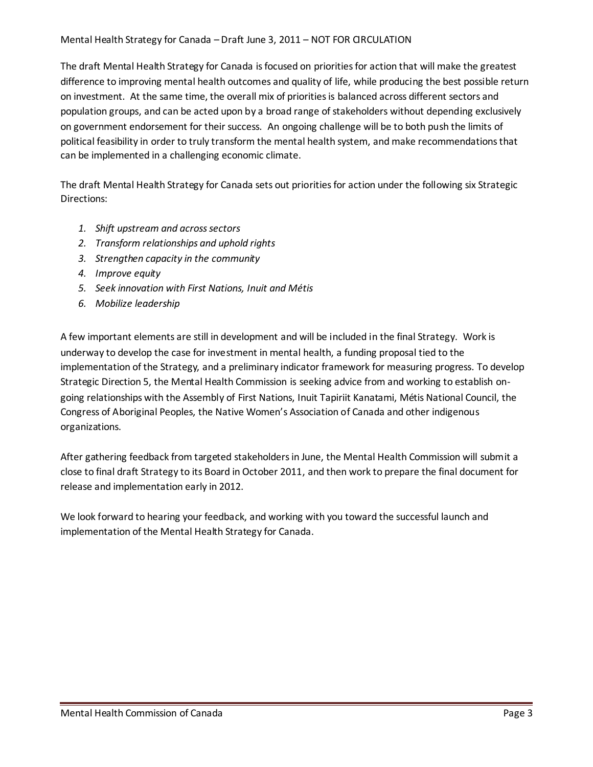The draft Mental Health Strategy for Canada is focused on priorities for action that will make the greatest difference to improving mental health outcomes and quality of life, while producing the best possible return on investment. At the same time, the overall mix of priorities is balanced across different sectors and population groups, and can be acted upon by a broad range of stakeholders without depending exclusively on government endorsement for their success. An ongoing challenge will be to both push the limits of political feasibility in order to truly transform the mental health system, and make recommendations that can be implemented in a challenging economic climate.

The draft Mental Health Strategy for Canada sets out priorities for action under the following six Strategic Directions:

1. *Shift upstream and across sectors*
2. *Transform relationships and uphold rights*
3. *Strengthen capacity in the community*
4. *Improve equity*
5. *Seek innovation with First Nations, Inuit and Métis*
6. *Mobilize leadership*

A few important elements are still in development and will be included in the final Strategy. Work is underway to develop the case for investment in mental health, a funding proposal tied to the implementation of the Strategy, and a preliminary indicator framework for measuring progress. To develop Strategic Direction 5, the Mental Health Commission is seeking advice from and working to establish on-going relationships with the Assembly of First Nations, Inuit Tapiriit Kanatami, Métis National Council, the Congress of Aboriginal Peoples, the Native Women's Association of Canada and other indigenous organizations.

After gathering feedback from targeted stakeholders in June, the Mental Health Commission will submit a close to final draft Strategy to its Board in October 2011, and then work to prepare the final document for release and implementation early in 2012.

We look forward to hearing your feedback, and working with you toward the successful launch and implementation of the Mental Health Strategy for Canada.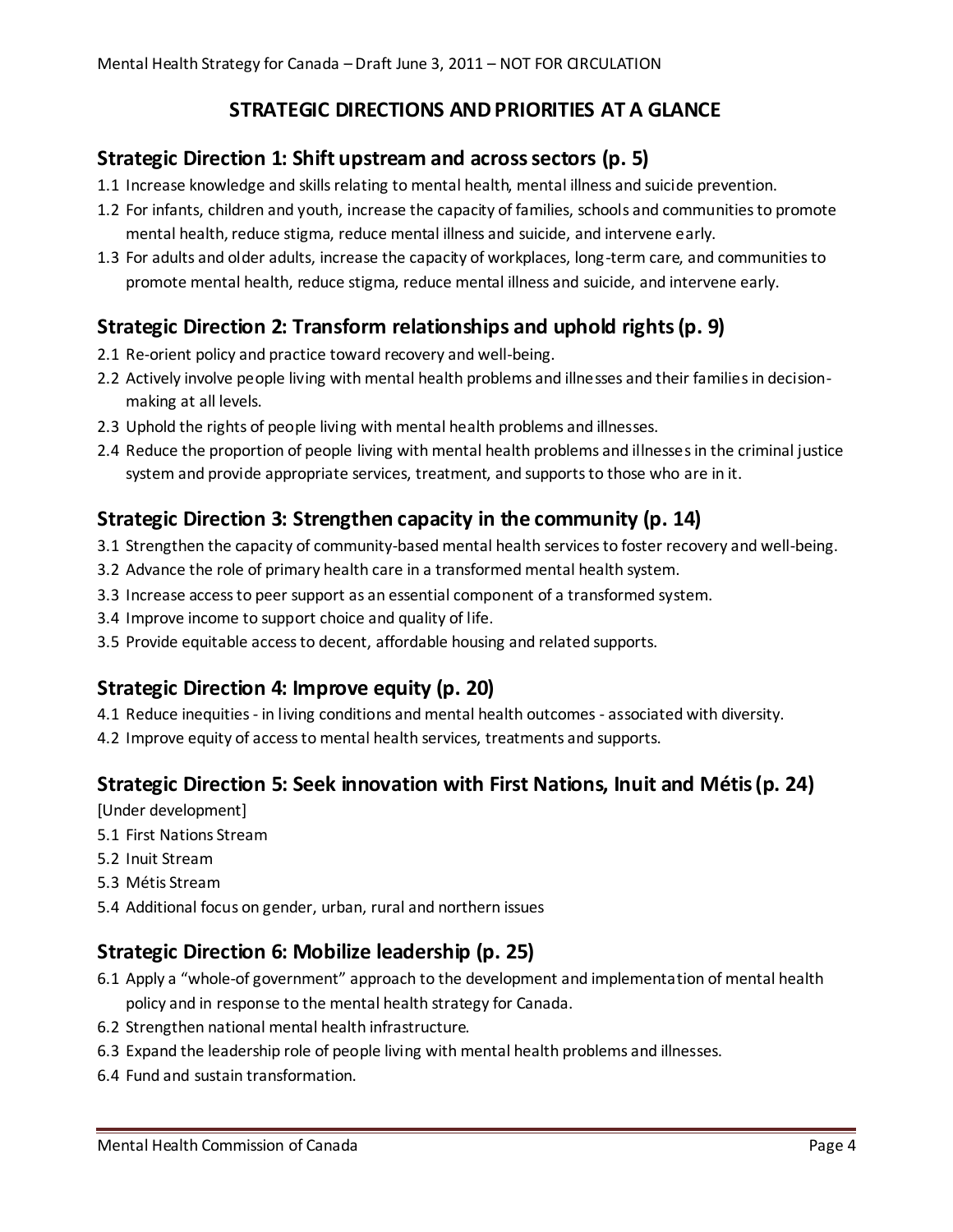## STRATEGIC DIRECTIONS AND PRIORITIES AT A GLANCE

### Strategic Direction 1: Shift upstream and across sectors (p. 5)

1.1 Increase knowledge and skills relating to mental health, mental illness and suicide prevention.

1.2 For infants, children and youth, increase the capacity of families, schools and communities to promote mental health, reduce stigma, reduce mental illness and suicide, and intervene early.

1.3 For adults and older adults, increase the capacity of workplaces, long-term care, and communities to promote mental health, reduce stigma, reduce mental illness and suicide, and intervene early.

### Strategic Direction 2: Transform relationships and uphold rights (p. 9)

2.1 Re-orient policy and practice toward recovery and well-being.

2.2 Actively involve people living with mental health problems and illnesses and their families in decision-making at all levels.

2.3 Uphold the rights of people living with mental health problems and illnesses.

2.4 Reduce the proportion of people living with mental health problems and illnesses in the criminal justice system and provide appropriate services, treatment, and supports to those who are in it.

### Strategic Direction 3: Strengthen capacity in the community (p. 14)

3.1 Strengthen the capacity of community-based mental health services to foster recovery and well-being.

3.2 Advance the role of primary health care in a transformed mental health system.

3.3 Increase access to peer support as an essential component of a transformed system.

3.4 Improve income to support choice and quality of life.

3.5 Provide equitable access to decent, affordable housing and related supports.

### Strategic Direction 4: Improve equity (p. 20)

4.1 Reduce inequities - in living conditions and mental health outcomes - associated with diversity.

4.2 Improve equity of access to mental health services, treatments and supports.

### Strategic Direction 5: Seek innovation with First Nations, Inuit and Métis (p. 24)

[Under development]

5.1 First Nations Stream

5.2 Inuit Stream

5.3 Métis Stream

5.4 Additional focus on gender, urban, rural and northern issues

### Strategic Direction 6: Mobilize leadership (p. 25)

6.1 Apply a "whole-of government" approach to the development and implementation of mental health policy and in response to the mental health strategy for Canada.

6.2 Strengthen national mental health infrastructure.

6.3 Expand the leadership role of people living with mental health problems and illnesses.

6.4 Fund and sustain transformation.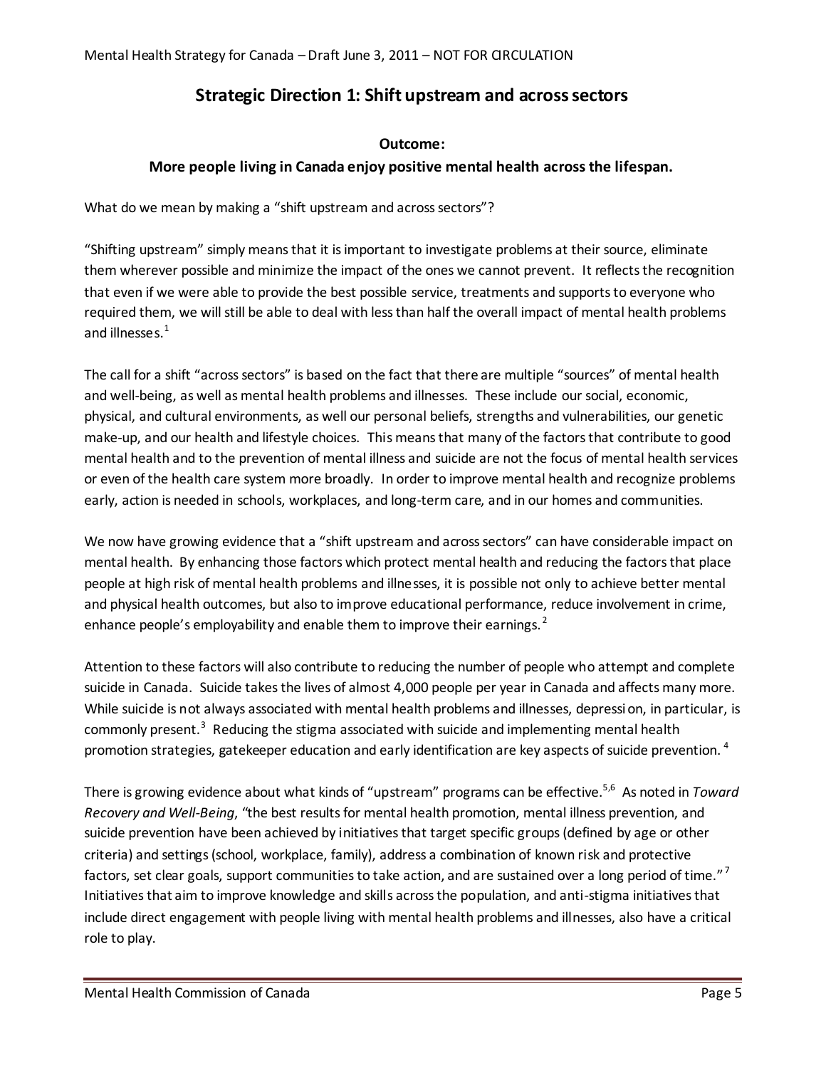## Strategic Direction 1: Shift upstream and across sectors

**Outcome:**

**More people living in Canada enjoy positive mental health across the lifespan.**

What do we mean by making a "shift upstream and across sectors"?

"Shifting upstream" simply means that it is important to investigate problems at their source, eliminate them wherever possible and minimize the impact of the ones we cannot prevent. It reflects the recognition that even if we were able to provide the best possible service, treatments and supports to everyone who required them, we will still be able to deal with less than half the overall impact of mental health problems and illnesses.[1]

The call for a shift "across sectors" is based on the fact that there are multiple "sources" of mental health and well-being, as well as mental health problems and illnesses. These include our social, economic, physical, and cultural environments, as well our personal beliefs, strengths and vulnerabilities, our genetic make-up, and our health and lifestyle choices. This means that many of the factors that contribute to good mental health and to the prevention of mental illness and suicide are not the focus of mental health services or even of the health care system more broadly. In order to improve mental health and recognize problems early, action is needed in schools, workplaces, and long-term care, and in our homes and communities.

We now have growing evidence that a "shift upstream and across sectors" can have considerable impact on mental health. By enhancing those factors which protect mental health and reducing the factors that place people at high risk of mental health problems and illnesses, it is possible not only to achieve better mental and physical health outcomes, but also to improve educational performance, reduce involvement in crime, enhance people's employability and enable them to improve their earnings.[2]

Attention to these factors will also contribute to reducing the number of people who attempt and complete suicide in Canada. Suicide takes the lives of almost 4,000 people per year in Canada and affects many more. While suicide is not always associated with mental health problems and illnesses, depression, in particular, is commonly present.[3] Reducing the stigma associated with suicide and implementing mental health promotion strategies, gatekeeper education and early identification are key aspects of suicide prevention.[4]

There is growing evidence about what kinds of "upstream" programs can be effective.[5,6] As noted in *Toward Recovery and Well-Being*, "the best results for mental health promotion, mental illness prevention, and suicide prevention have been achieved by initiatives that target specific groups (defined by age or other criteria) and settings (school, workplace, family), address a combination of known risk and protective factors, set clear goals, support communities to take action, and are sustained over a long period of time."[7] Initiatives that aim to improve knowledge and skills across the population, and anti-stigma initiatives that include direct engagement with people living with mental health problems and illnesses, also have a critical role to play.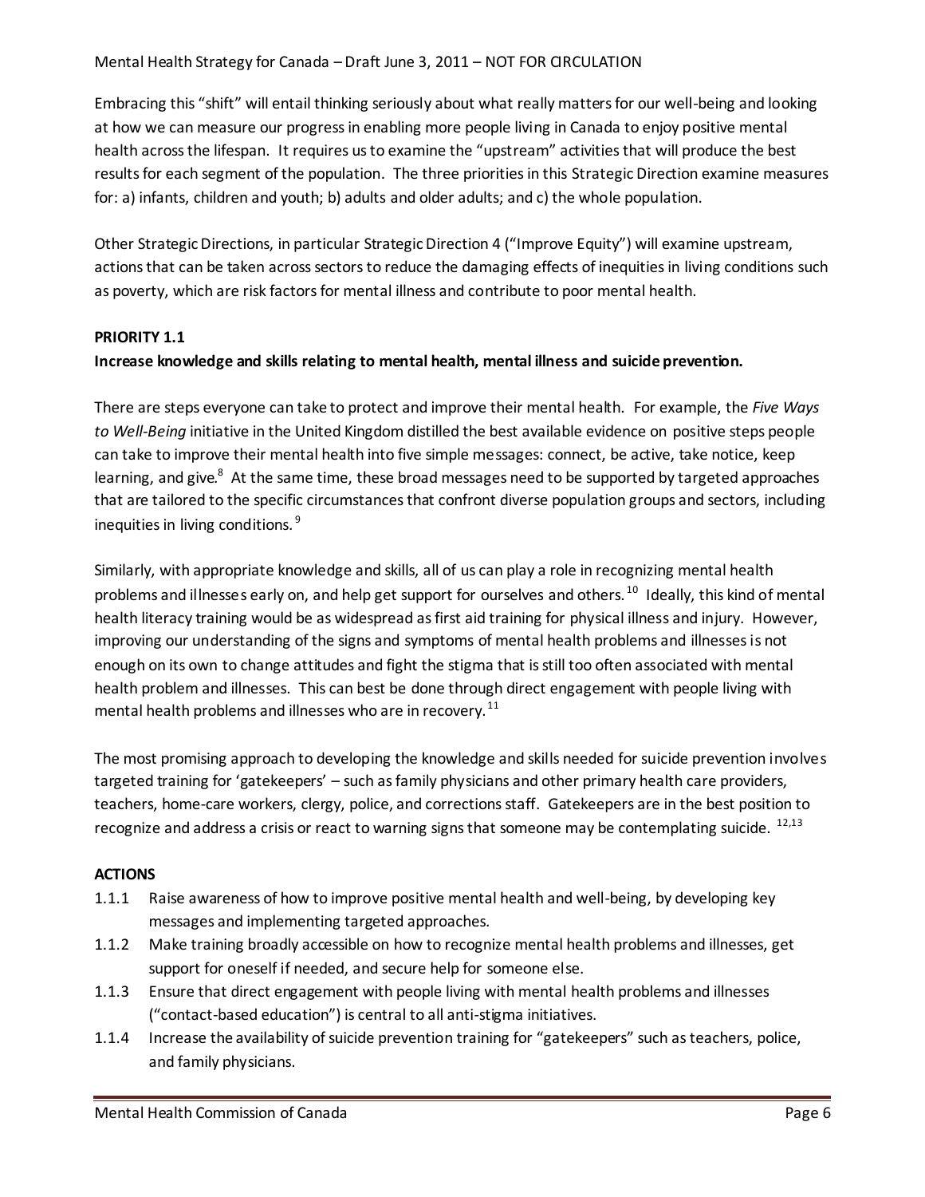Embracing this "shift" will entail thinking seriously about what really matters for our well-being and looking at how we can measure our progress in enabling more people living in Canada to enjoy positive mental health across the lifespan. It requires us to examine the "upstream" activities that will produce the best results for each segment of the population. The three priorities in this Strategic Direction examine measures for: a) infants, children and youth; b) adults and older adults; and c) the whole population.

Other Strategic Directions, in particular Strategic Direction 4 ("Improve Equity") will examine upstream, actions that can be taken across sectors to reduce the damaging effects of inequities in living conditions such as poverty, which are risk factors for mental illness and contribute to poor mental health.

**PRIORITY 1.1**

**Increase knowledge and skills relating to mental health, mental illness and suicide prevention.**

There are steps everyone can take to protect and improve their mental health. For example, the *Five Ways to Well-Being* initiative in the United Kingdom distilled the best available evidence on positive steps people can take to improve their mental health into five simple messages: connect, be active, take notice, keep learning, and give.[8] At the same time, these broad messages need to be supported by targeted approaches that are tailored to the specific circumstances that confront diverse population groups and sectors, including inequities in living conditions.[9]

Similarly, with appropriate knowledge and skills, all of us can play a role in recognizing mental health problems and illnesses early on, and help get support for ourselves and others.[10] Ideally, this kind of mental health literacy training would be as widespread as first aid training for physical illness and injury. However, improving our understanding of the signs and symptoms of mental health problems and illnesses is not enough on its own to change attitudes and fight the stigma that is still too often associated with mental health problem and illnesses. This can best be done through direct engagement with people living with mental health problems and illnesses who are in recovery.[11]

The most promising approach to developing the knowledge and skills needed for suicide prevention involves targeted training for 'gatekeepers' – such as family physicians and other primary health care providers, teachers, home-care workers, clergy, police, and corrections staff. Gatekeepers are in the best position to recognize and address a crisis or react to warning signs that someone may be contemplating suicide.[12,13]

**ACTIONS**

- 1.1.1 Raise awareness of how to improve positive mental health and well-being, by developing key messages and implementing targeted approaches.
- 1.1.2 Make training broadly accessible on how to recognize mental health problems and illnesses, get support for oneself if needed, and secure help for someone else.
- 1.1.3 Ensure that direct engagement with people living with mental health problems and illnesses ("contact-based education") is central to all anti-stigma initiatives.
- 1.1.4 Increase the availability of suicide prevention training for "gatekeepers" such as teachers, police, and family physicians.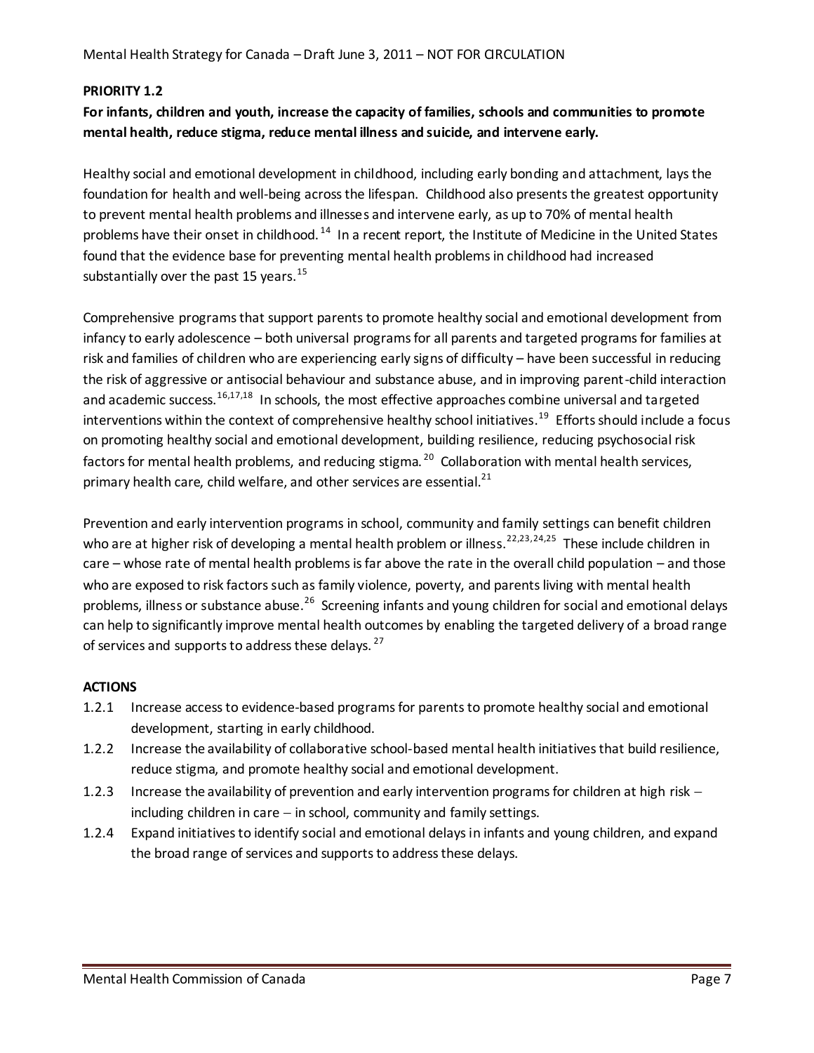**PRIORITY 1.2**

**For infants, children and youth, increase the capacity of families, schools and communities to promote mental health, reduce stigma, reduce mental illness and suicide, and intervene early.**

Healthy social and emotional development in childhood, including early bonding and attachment, lays the foundation for health and well-being across the lifespan. Childhood also presents the greatest opportunity to prevent mental health problems and illnesses and intervene early, as up to 70% of mental health problems have their onset in childhood.[14] In a recent report, the Institute of Medicine in the United States found that the evidence base for preventing mental health problems in childhood had increased substantially over the past 15 years.[15]

Comprehensive programs that support parents to promote healthy social and emotional development from infancy to early adolescence – both universal programs for all parents and targeted programs for families at risk and families of children who are experiencing early signs of difficulty – have been successful in reducing the risk of aggressive or antisocial behaviour and substance abuse, and in improving parent-child interaction and academic success.[16,17,18] In schools, the most effective approaches combine universal and targeted interventions within the context of comprehensive healthy school initiatives.[19] Efforts should include a focus on promoting healthy social and emotional development, building resilience, reducing psychosocial risk factors for mental health problems, and reducing stigma.[20] Collaboration with mental health services, primary health care, child welfare, and other services are essential.[21]

Prevention and early intervention programs in school, community and family settings can benefit children who are at higher risk of developing a mental health problem or illness.[22,23,24,25] These include children in care – whose rate of mental health problems is far above the rate in the overall child population – and those who are exposed to risk factors such as family violence, poverty, and parents living with mental health problems, illness or substance abuse.[26] Screening infants and young children for social and emotional delays can help to significantly improve mental health outcomes by enabling the targeted delivery of a broad range of services and supports to address these delays.[27]

**ACTIONS**

- 1.2.1 Increase access to evidence-based programs for parents to promote healthy social and emotional development, starting in early childhood.
- 1.2.2 Increase the availability of collaborative school-based mental health initiatives that build resilience, reduce stigma, and promote healthy social and emotional development.
- 1.2.3 Increase the availability of prevention and early intervention programs for children at high risk – including children in care – in school, community and family settings.
- 1.2.4 Expand initiatives to identify social and emotional delays in infants and young children, and expand the broad range of services and supports to address these delays.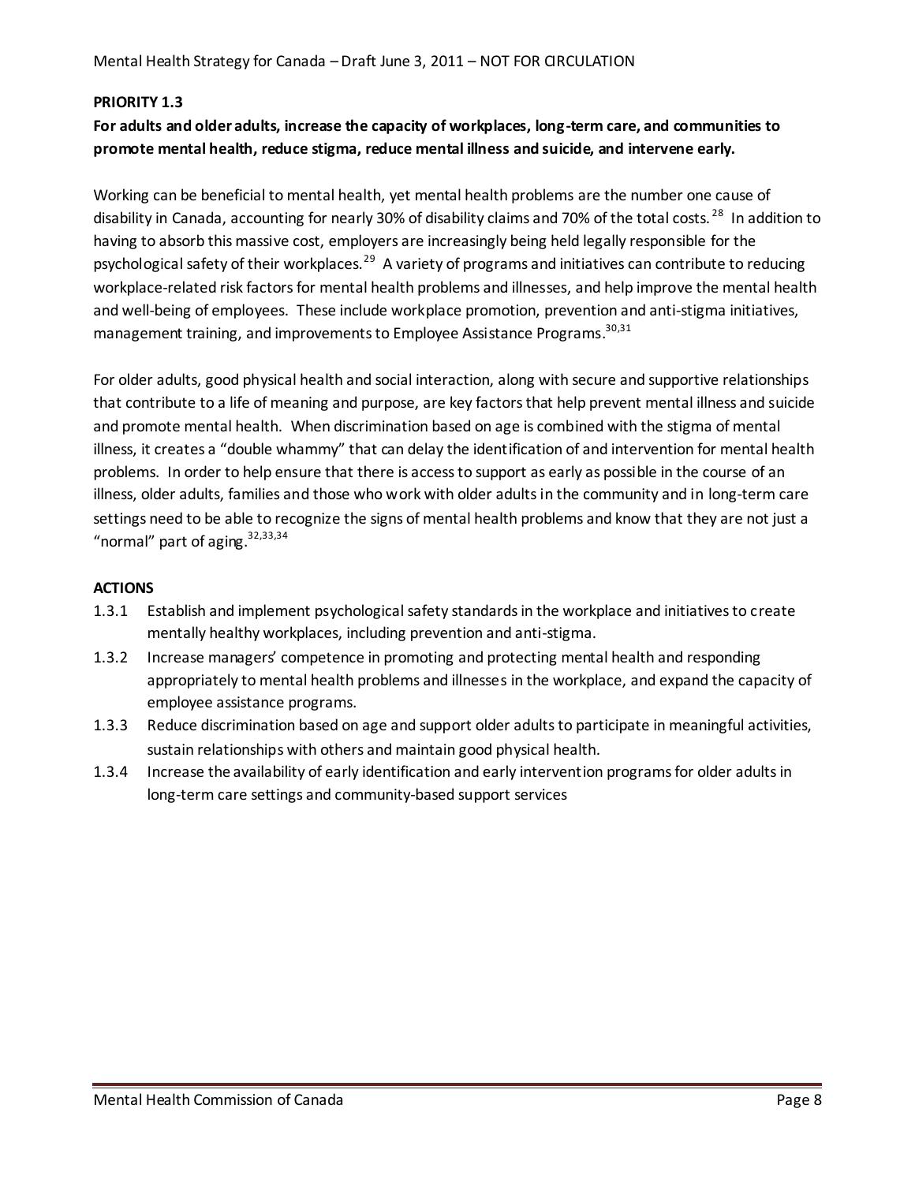**PRIORITY 1.3**

**For adults and older adults, increase the capacity of workplaces, long-term care, and communities to promote mental health, reduce stigma, reduce mental illness and suicide, and intervene early.**

Working can be beneficial to mental health, yet mental health problems are the number one cause of disability in Canada, accounting for nearly 30% of disability claims and 70% of the total costs.[28] In addition to having to absorb this massive cost, employers are increasingly being held legally responsible for the psychological safety of their workplaces.[29] A variety of programs and initiatives can contribute to reducing workplace-related risk factors for mental health problems and illnesses, and help improve the mental health and well-being of employees. These include workplace promotion, prevention and anti-stigma initiatives, management training, and improvements to Employee Assistance Programs.[30,31]

For older adults, good physical health and social interaction, along with secure and supportive relationships that contribute to a life of meaning and purpose, are key factors that help prevent mental illness and suicide and promote mental health. When discrimination based on age is combined with the stigma of mental illness, it creates a "double whammy" that can delay the identification of and intervention for mental health problems. In order to help ensure that there is access to support as early as possible in the course of an illness, older adults, families and those who work with older adults in the community and in long-term care settings need to be able to recognize the signs of mental health problems and know that they are not just a "normal" part of aging.[32,33,34]

**ACTIONS**

1.3.1 Establish and implement psychological safety standards in the workplace and initiatives to create mentally healthy workplaces, including prevention and anti-stigma.

1.3.2 Increase managers' competence in promoting and protecting mental health and responding appropriately to mental health problems and illnesses in the workplace, and expand the capacity of employee assistance programs.

1.3.3 Reduce discrimination based on age and support older adults to participate in meaningful activities, sustain relationships with others and maintain good physical health.

1.3.4 Increase the availability of early identification and early intervention programs for older adults in long-term care settings and community-based support services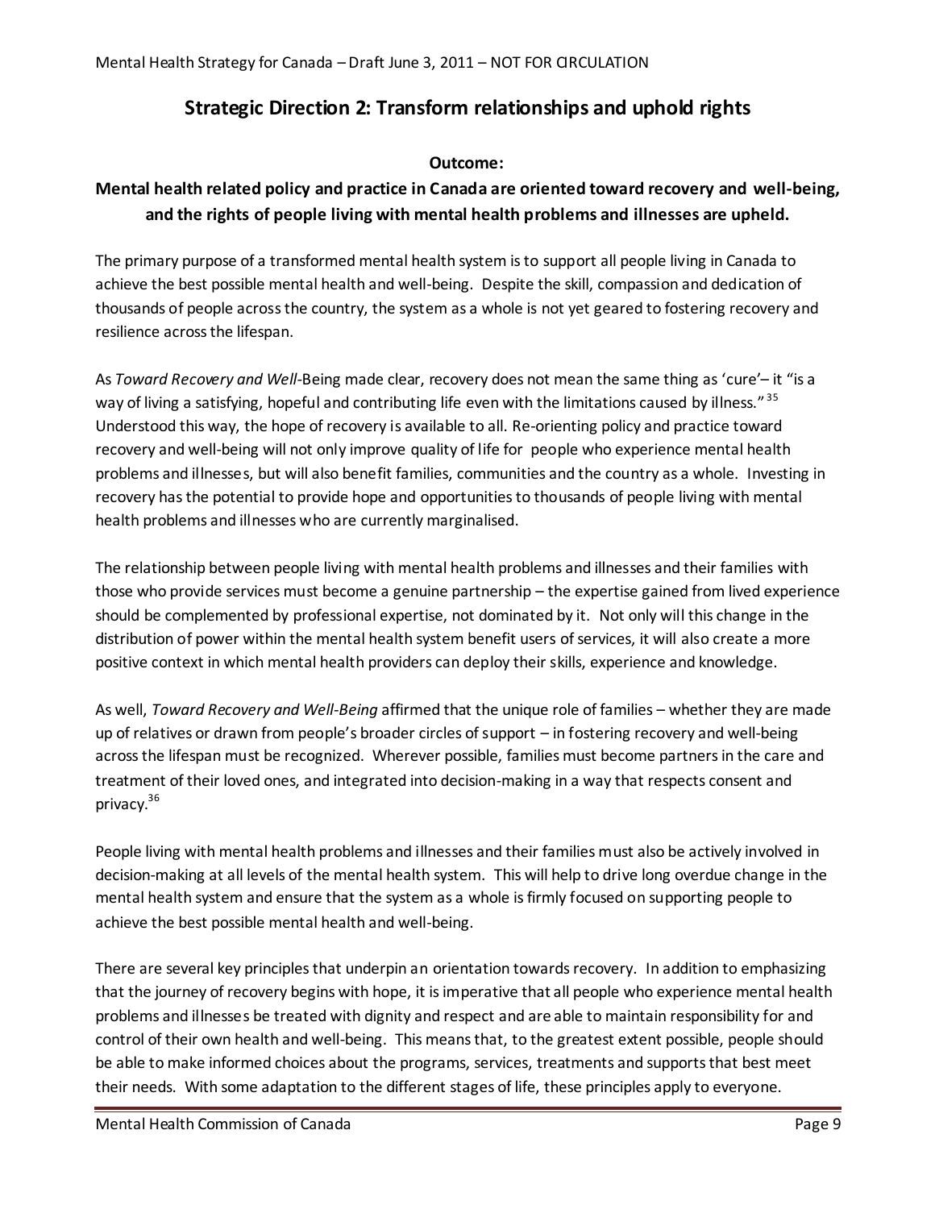## Strategic Direction 2: Transform relationships and uphold rights

**Outcome:**

**Mental health related policy and practice in Canada are oriented toward recovery and well-being, and the rights of people living with mental health problems and illnesses are upheld.**

The primary purpose of a transformed mental health system is to support all people living in Canada to achieve the best possible mental health and well-being. Despite the skill, compassion and dedication of thousands of people across the country, the system as a whole is not yet geared to fostering recovery and resilience across the lifespan.

As *Toward Recovery and Well*-Being made clear, recovery does not mean the same thing as 'cure'– it "is a way of living a satisfying, hopeful and contributing life even with the limitations caused by illness."[35] Understood this way, the hope of recovery is available to all. Re-orienting policy and practice toward recovery and well-being will not only improve quality of life for people who experience mental health problems and illnesses, but will also benefit families, communities and the country as a whole. Investing in recovery has the potential to provide hope and opportunities to thousands of people living with mental health problems and illnesses who are currently marginalised.

The relationship between people living with mental health problems and illnesses and their families with those who provide services must become a genuine partnership – the expertise gained from lived experience should be complemented by professional expertise, not dominated by it. Not only will this change in the distribution of power within the mental health system benefit users of services, it will also create a more positive context in which mental health providers can deploy their skills, experience and knowledge.

As well, *Toward Recovery and Well-Being* affirmed that the unique role of families – whether they are made up of relatives or drawn from people's broader circles of support – in fostering recovery and well-being across the lifespan must be recognized. Wherever possible, families must become partners in the care and treatment of their loved ones, and integrated into decision-making in a way that respects consent and privacy.[36]

People living with mental health problems and illnesses and their families must also be actively involved in decision-making at all levels of the mental health system. This will help to drive long overdue change in the mental health system and ensure that the system as a whole is firmly focused on supporting people to achieve the best possible mental health and well-being.

There are several key principles that underpin an orientation towards recovery. In addition to emphasizing that the journey of recovery begins with hope, it is imperative that all people who experience mental health problems and illnesses be treated with dignity and respect and are able to maintain responsibility for and control of their own health and well-being. This means that, to the greatest extent possible, people should be able to make informed choices about the programs, services, treatments and supports that best meet their needs. With some adaptation to the different stages of life, these principles apply to everyone.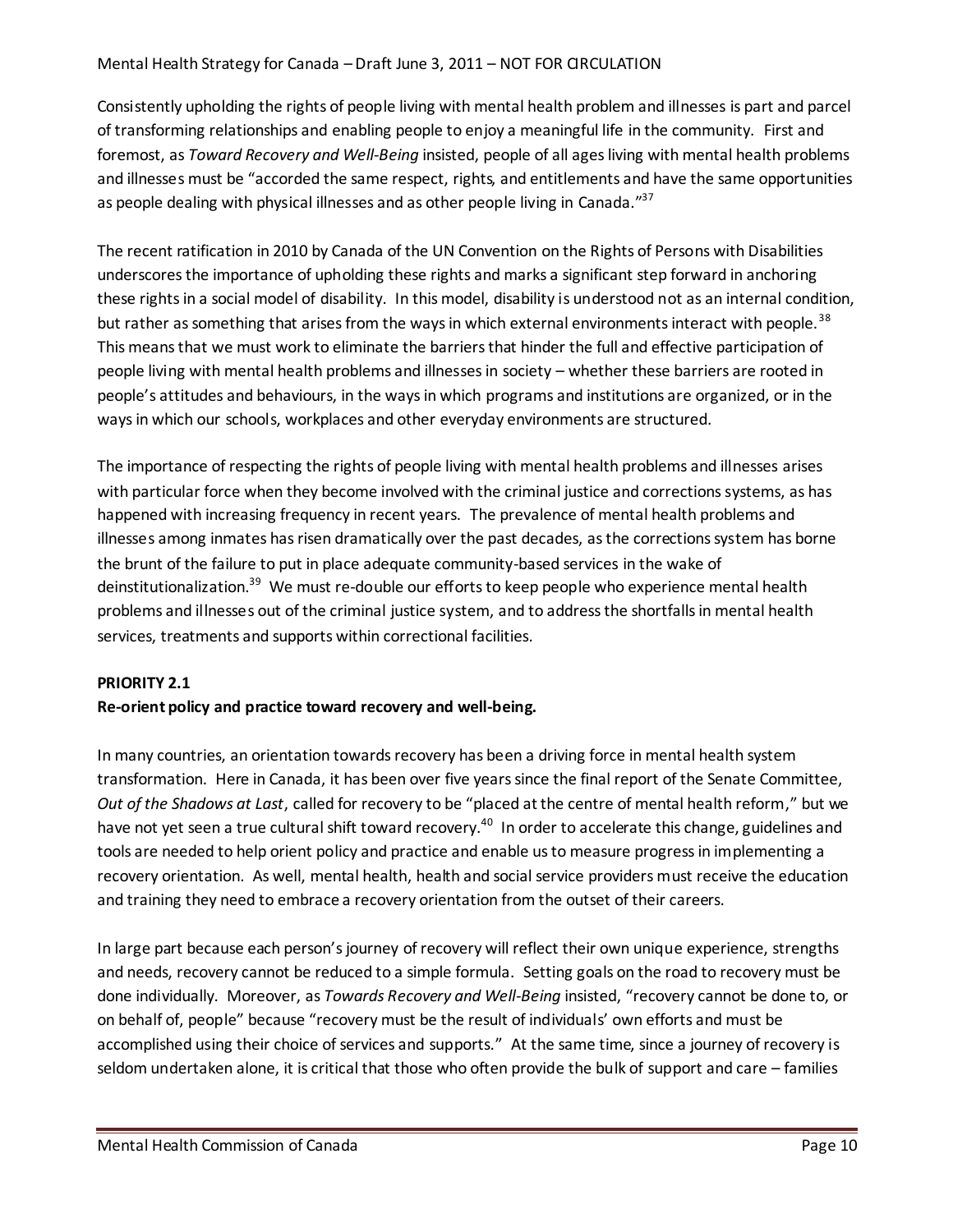Consistently upholding the rights of people living with mental health problem and illnesses is part and parcel of transforming relationships and enabling people to enjoy a meaningful life in the community. First and foremost, as *Toward Recovery and Well-Being* insisted, people of all ages living with mental health problems and illnesses must be "accorded the same respect, rights, and entitlements and have the same opportunities as people dealing with physical illnesses and as other people living in Canada."[37]

The recent ratification in 2010 by Canada of the UN Convention on the Rights of Persons with Disabilities underscores the importance of upholding these rights and marks a significant step forward in anchoring these rights in a social model of disability. In this model, disability is understood not as an internal condition, but rather as something that arises from the ways in which external environments interact with people.[38] This means that we must work to eliminate the barriers that hinder the full and effective participation of people living with mental health problems and illnesses in society – whether these barriers are rooted in people's attitudes and behaviours, in the ways in which programs and institutions are organized, or in the ways in which our schools, workplaces and other everyday environments are structured.

The importance of respecting the rights of people living with mental health problems and illnesses arises with particular force when they become involved with the criminal justice and corrections systems, as has happened with increasing frequency in recent years. The prevalence of mental health problems and illnesses among inmates has risen dramatically over the past decades, as the corrections system has borne the brunt of the failure to put in place adequate community-based services in the wake of deinstitutionalization.[39] We must re-double our efforts to keep people who experience mental health problems and illnesses out of the criminal justice system, and to address the shortfalls in mental health services, treatments and supports within correctional facilities.

**PRIORITY 2.1**

**Re-orient policy and practice toward recovery and well-being.**

In many countries, an orientation towards recovery has been a driving force in mental health system transformation. Here in Canada, it has been over five years since the final report of the Senate Committee, *Out of the Shadows at Last*, called for recovery to be "placed at the centre of mental health reform," but we have not yet seen a true cultural shift toward recovery.[40] In order to accelerate this change, guidelines and tools are needed to help orient policy and practice and enable us to measure progress in implementing a recovery orientation. As well, mental health, health and social service providers must receive the education and training they need to embrace a recovery orientation from the outset of their careers.

In large part because each person's journey of recovery will reflect their own unique experience, strengths and needs, recovery cannot be reduced to a simple formula. Setting goals on the road to recovery must be done individually. Moreover, as *Towards Recovery and Well-Being* insisted, "recovery cannot be done to, or on behalf of, people" because "recovery must be the result of individuals' own efforts and must be accomplished using their choice of services and supports." At the same time, since a journey of recovery is seldom undertaken alone, it is critical that those who often provide the bulk of support and care – families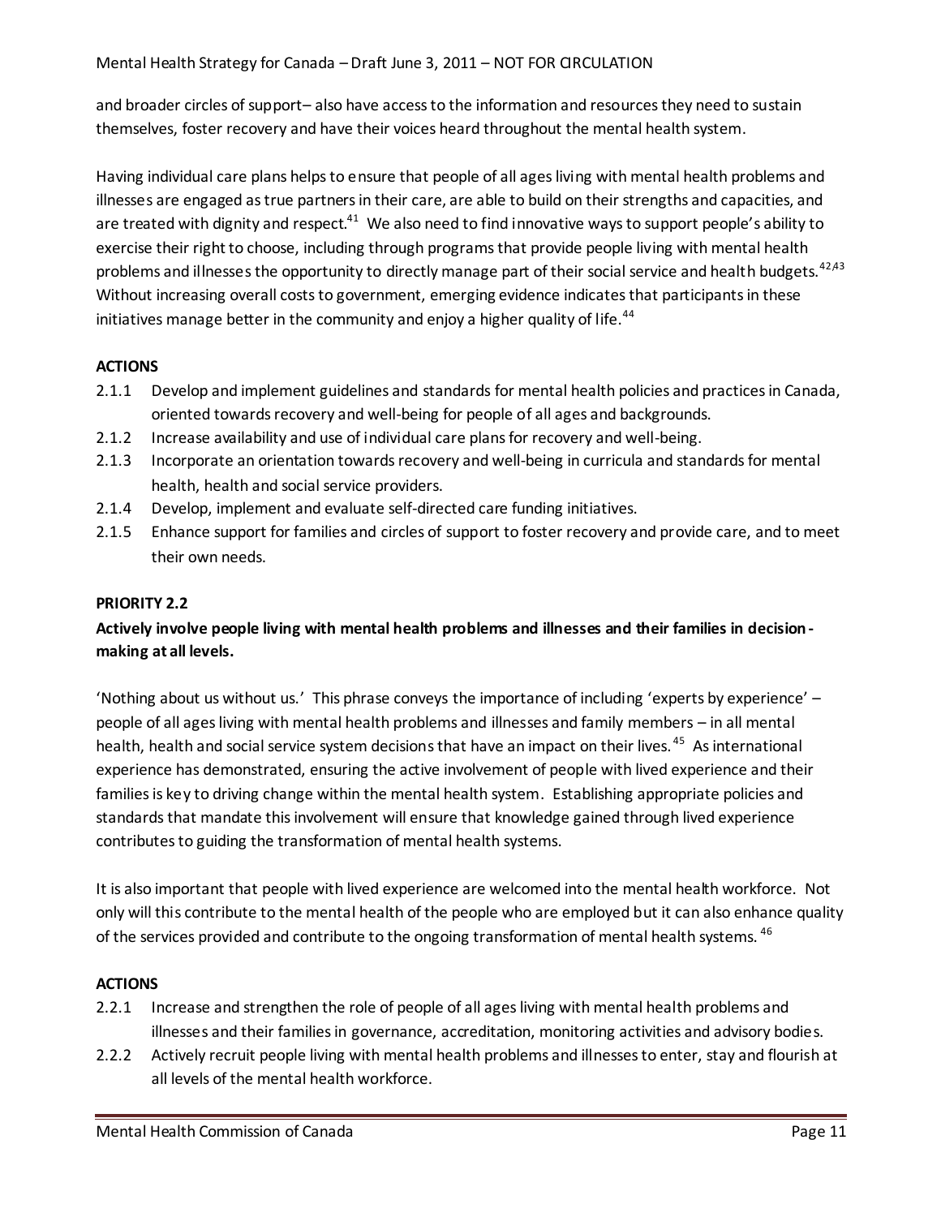and broader circles of support– also have access to the information and resources they need to sustain themselves, foster recovery and have their voices heard throughout the mental health system.

Having individual care plans helps to ensure that people of all ages living with mental health problems and illnesses are engaged as true partners in their care, are able to build on their strengths and capacities, and are treated with dignity and respect.[41] We also need to find innovative ways to support people's ability to exercise their right to choose, including through programs that provide people living with mental health problems and illnesses the opportunity to directly manage part of their social service and health budgets.[42,43] Without increasing overall costs to government, emerging evidence indicates that participants in these initiatives manage better in the community and enjoy a higher quality of life.[44]

**ACTIONS**

2.1.1 Develop and implement guidelines and standards for mental health policies and practices in Canada, oriented towards recovery and well-being for people of all ages and backgrounds.

2.1.2 Increase availability and use of individual care plans for recovery and well-being.

2.1.3 Incorporate an orientation towards recovery and well-being in curricula and standards for mental health, health and social service providers.

2.1.4 Develop, implement and evaluate self-directed care funding initiatives.

2.1.5 Enhance support for families and circles of support to foster recovery and provide care, and to meet their own needs.

**PRIORITY 2.2**

**Actively involve people living with mental health problems and illnesses and their families in decision-making at all levels.**

'Nothing about us without us.' This phrase conveys the importance of including 'experts by experience' – people of all ages living with mental health problems and illnesses and family members – in all mental health, health and social service system decisions that have an impact on their lives.[45] As international experience has demonstrated, ensuring the active involvement of people with lived experience and their families is key to driving change within the mental health system. Establishing appropriate policies and standards that mandate this involvement will ensure that knowledge gained through lived experience contributes to guiding the transformation of mental health systems.

It is also important that people with lived experience are welcomed into the mental health workforce. Not only will this contribute to the mental health of the people who are employed but it can also enhance quality of the services provided and contribute to the ongoing transformation of mental health systems.[46]

**ACTIONS**

2.2.1 Increase and strengthen the role of people of all ages living with mental health problems and illnesses and their families in governance, accreditation, monitoring activities and advisory bodies.

2.2.2 Actively recruit people living with mental health problems and illnesses to enter, stay and flourish at all levels of the mental health workforce.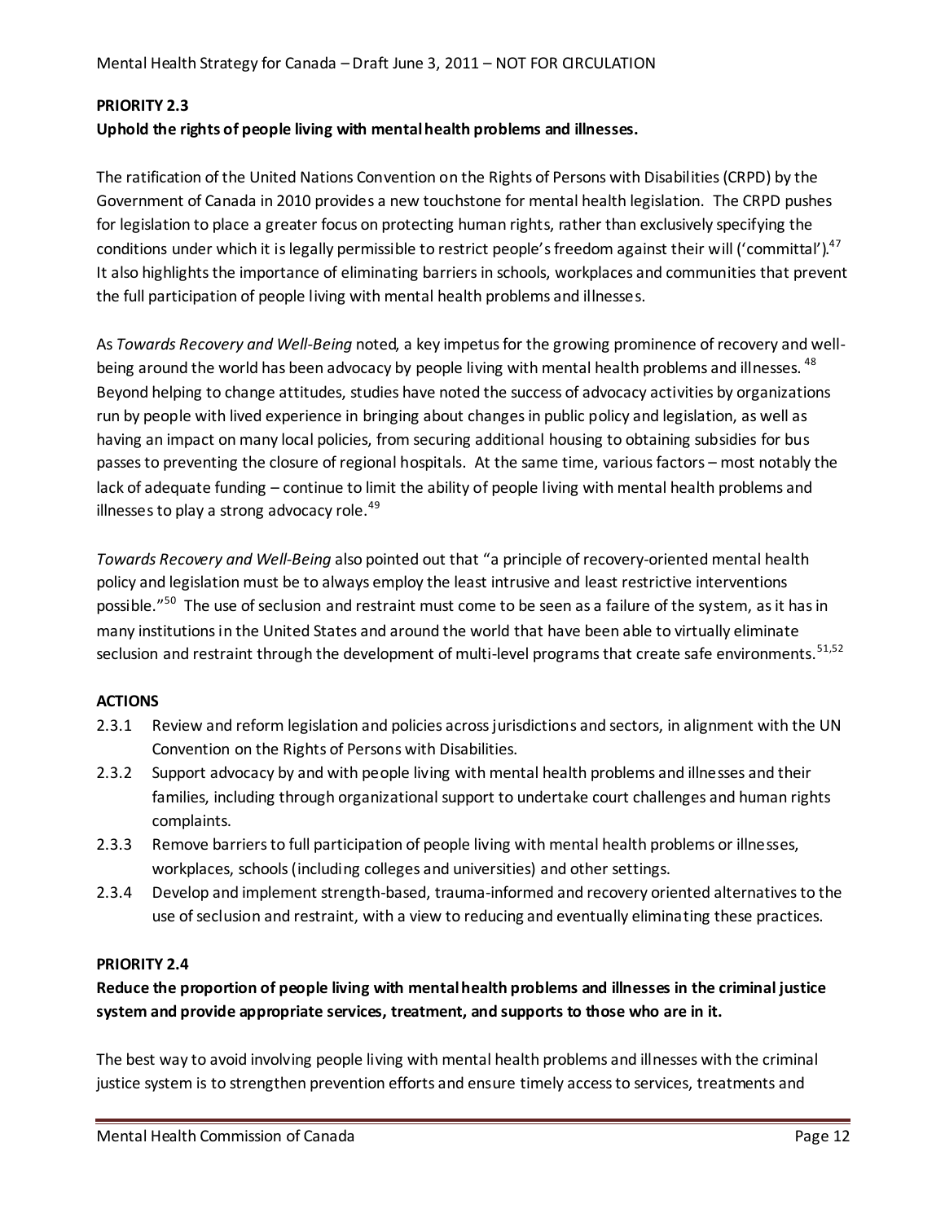**PRIORITY 2.3**

**Uphold the rights of people living with mental health problems and illnesses.**

The ratification of the United Nations Convention on the Rights of Persons with Disabilities (CRPD) by the Government of Canada in 2010 provides a new touchstone for mental health legislation. The CRPD pushes for legislation to place a greater focus on protecting human rights, rather than exclusively specifying the conditions under which it is legally permissible to restrict people's freedom against their will ('committal').[47] It also highlights the importance of eliminating barriers in schools, workplaces and communities that prevent the full participation of people living with mental health problems and illnesses.

As *Towards Recovery and Well-Being* noted, a key impetus for the growing prominence of recovery and well-being around the world has been advocacy by people living with mental health problems and illnesses.[48] Beyond helping to change attitudes, studies have noted the success of advocacy activities by organizations run by people with lived experience in bringing about changes in public policy and legislation, as well as having an impact on many local policies, from securing additional housing to obtaining subsidies for bus passes to preventing the closure of regional hospitals. At the same time, various factors – most notably the lack of adequate funding – continue to limit the ability of people living with mental health problems and illnesses to play a strong advocacy role.[49]

*Towards Recovery and Well-Being* also pointed out that "a principle of recovery-oriented mental health policy and legislation must be to always employ the least intrusive and least restrictive interventions possible."[50] The use of seclusion and restraint must come to be seen as a failure of the system, as it has in many institutions in the United States and around the world that have been able to virtually eliminate seclusion and restraint through the development of multi-level programs that create safe environments.[51,52]

**ACTIONS**

- 2.3.1 Review and reform legislation and policies across jurisdictions and sectors, in alignment with the UN Convention on the Rights of Persons with Disabilities.
- 2.3.2 Support advocacy by and with people living with mental health problems and illnesses and their families, including through organizational support to undertake court challenges and human rights complaints.
- 2.3.3 Remove barriers to full participation of people living with mental health problems or illnesses, workplaces, schools (including colleges and universities) and other settings.
- 2.3.4 Develop and implement strength-based, trauma-informed and recovery oriented alternatives to the use of seclusion and restraint, with a view to reducing and eventually eliminating these practices.

**PRIORITY 2.4**

**Reduce the proportion of people living with mental health problems and illnesses in the criminal justice system and provide appropriate services, treatment, and supports to those who are in it.**

The best way to avoid involving people living with mental health problems and illnesses with the criminal justice system is to strengthen prevention efforts and ensure timely access to services, treatments and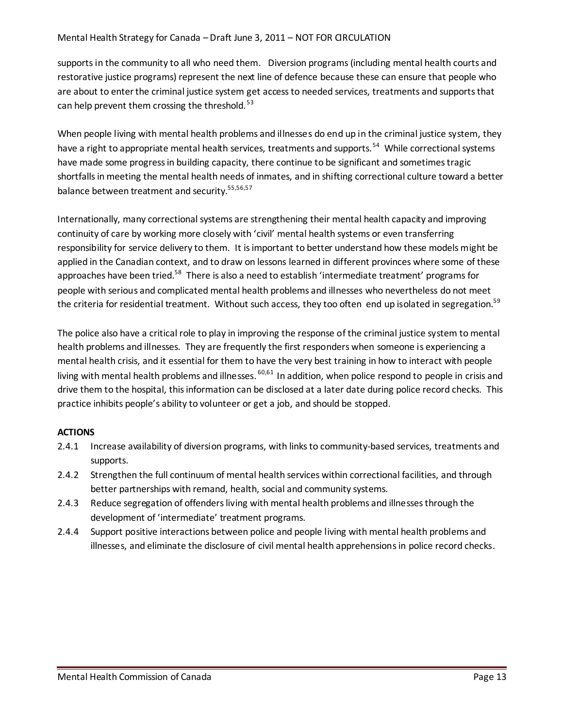supports in the community to all who need them. Diversion programs (including mental health courts and restorative justice programs) represent the next line of defence because these can ensure that people who are about to enter the criminal justice system get access to needed services, treatments and supports that can help prevent them crossing the threshold.[53]

When people living with mental health problems and illnesses do end up in the criminal justice system, they have a right to appropriate mental health services, treatments and supports.[54] While correctional systems have made some progress in building capacity, there continue to be significant and sometimes tragic shortfalls in meeting the mental health needs of inmates, and in shifting correctional culture toward a better balance between treatment and security.[55,56,57]

Internationally, many correctional systems are strengthening their mental health capacity and improving continuity of care by working more closely with 'civil' mental health systems or even transferring responsibility for service delivery to them. It is important to better understand how these models might be applied in the Canadian context, and to draw on lessons learned in different provinces where some of these approaches have been tried.[58] There is also a need to establish 'intermediate treatment' programs for people with serious and complicated mental health problems and illnesses who nevertheless do not meet the criteria for residential treatment. Without such access, they too often end up isolated in segregation.[59]

The police also have a critical role to play in improving the response of the criminal justice system to mental health problems and illnesses. They are frequently the first responders when someone is experiencing a mental health crisis, and it essential for them to have the very best training in how to interact with people living with mental health problems and illnesses.[60,61] In addition, when police respond to people in crisis and drive them to the hospital, this information can be disclosed at a later date during police record checks. This practice inhibits people's ability to volunteer or get a job, and should be stopped.

**ACTIONS**

- 2.4.1 Increase availability of diversion programs, with links to community-based services, treatments and supports.
- 2.4.2 Strengthen the full continuum of mental health services within correctional facilities, and through better partnerships with remand, health, social and community systems.
- 2.4.3 Reduce segregation of offenders living with mental health problems and illnesses through the development of 'intermediate' treatment programs.
- 2.4.4 Support positive interactions between police and people living with mental health problems and illnesses, and eliminate the disclosure of civil mental health apprehensions in police record checks.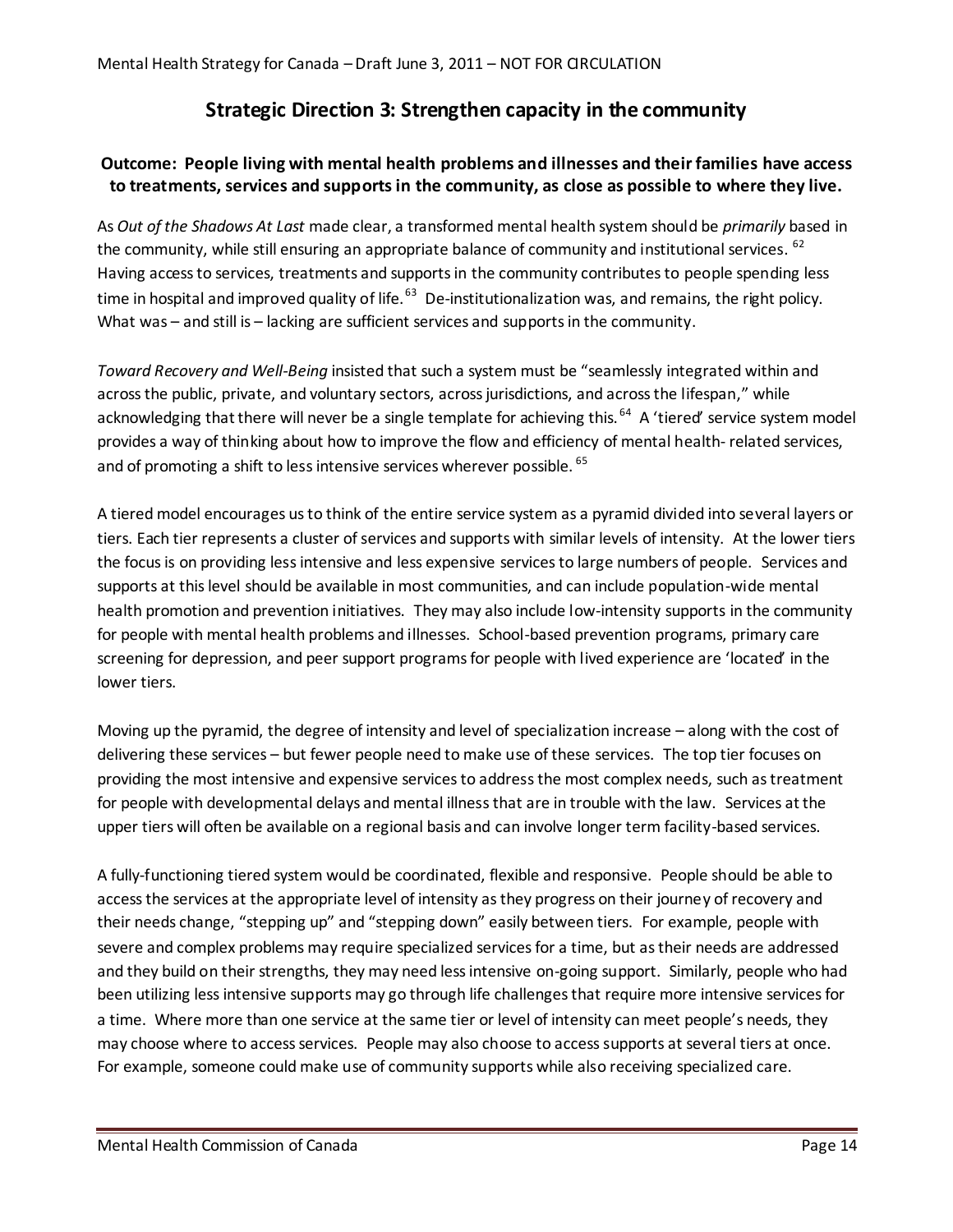## Strategic Direction 3: Strengthen capacity in the community

**Outcome: People living with mental health problems and illnesses and their families have access to treatments, services and supports in the community, as close as possible to where they live.**

As *Out of the Shadows At Last* made clear, a transformed mental health system should be *primarily* based in the community, while still ensuring an appropriate balance of community and institutional services. [62] Having access to services, treatments and supports in the community contributes to people spending less time in hospital and improved quality of life.[63] De-institutionalization was, and remains, the right policy. What was – and still is – lacking are sufficient services and supports in the community.

*Toward Recovery and Well-Being* insisted that such a system must be "seamlessly integrated within and across the public, private, and voluntary sectors, across jurisdictions, and across the lifespan," while acknowledging that there will never be a single template for achieving this. [64] A 'tiered' service system model provides a way of thinking about how to improve the flow and efficiency of mental health- related services, and of promoting a shift to less intensive services wherever possible. [65]

A tiered model encourages us to think of the entire service system as a pyramid divided into several layers or tiers. Each tier represents a cluster of services and supports with similar levels of intensity. At the lower tiers the focus is on providing less intensive and less expensive services to large numbers of people. Services and supports at this level should be available in most communities, and can include population-wide mental health promotion and prevention initiatives. They may also include low-intensity supports in the community for people with mental health problems and illnesses. School-based prevention programs, primary care screening for depression, and peer support programs for people with lived experience are 'located' in the lower tiers.

Moving up the pyramid, the degree of intensity and level of specialization increase – along with the cost of delivering these services – but fewer people need to make use of these services. The top tier focuses on providing the most intensive and expensive services to address the most complex needs, such as treatment for people with developmental delays and mental illness that are in trouble with the law. Services at the upper tiers will often be available on a regional basis and can involve longer term facility-based services.

A fully-functioning tiered system would be coordinated, flexible and responsive. People should be able to access the services at the appropriate level of intensity as they progress on their journey of recovery and their needs change, "stepping up" and "stepping down" easily between tiers. For example, people with severe and complex problems may require specialized services for a time, but as their needs are addressed and they build on their strengths, they may need less intensive on-going support. Similarly, people who had been utilizing less intensive supports may go through life challenges that require more intensive services for a time. Where more than one service at the same tier or level of intensity can meet people's needs, they may choose where to access services. People may also choose to access supports at several tiers at once. For example, someone could make use of community supports while also receiving specialized care.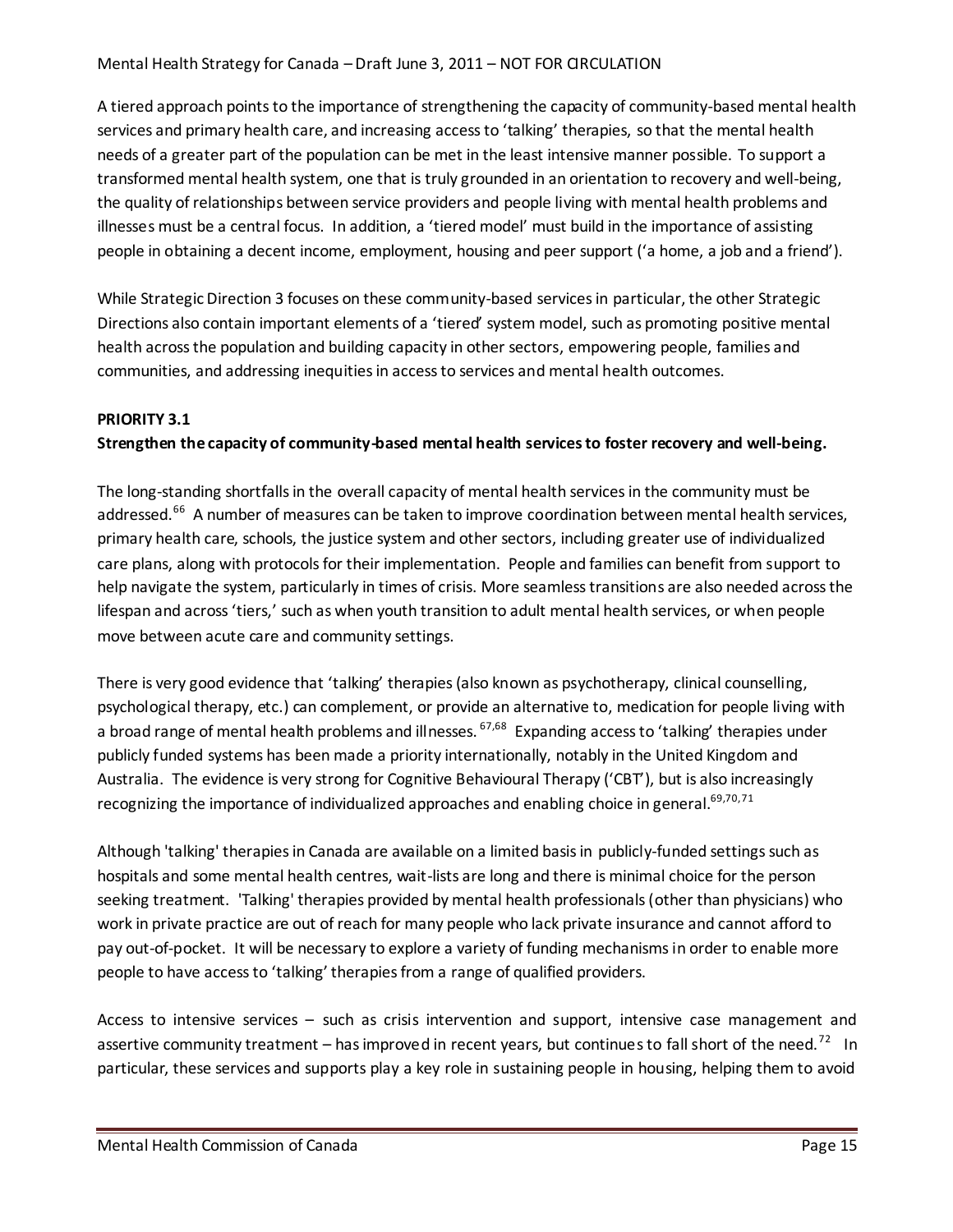A tiered approach points to the importance of strengthening the capacity of community-based mental health services and primary health care, and increasing access to 'talking' therapies, so that the mental health needs of a greater part of the population can be met in the least intensive manner possible. To support a transformed mental health system, one that is truly grounded in an orientation to recovery and well-being, the quality of relationships between service providers and people living with mental health problems and illnesses must be a central focus. In addition, a 'tiered model' must build in the importance of assisting people in obtaining a decent income, employment, housing and peer support ('a home, a job and a friend').

While Strategic Direction 3 focuses on these community-based services in particular, the other Strategic Directions also contain important elements of a 'tiered' system model, such as promoting positive mental health across the population and building capacity in other sectors, empowering people, families and communities, and addressing inequities in access to services and mental health outcomes.

**PRIORITY 3.1**

**Strengthen the capacity of community-based mental health services to foster recovery and well-being.**

The long-standing shortfalls in the overall capacity of mental health services in the community must be addressed.[66] A number of measures can be taken to improve coordination between mental health services, primary health care, schools, the justice system and other sectors, including greater use of individualized care plans, along with protocols for their implementation. People and families can benefit from support to help navigate the system, particularly in times of crisis. More seamless transitions are also needed across the lifespan and across 'tiers,' such as when youth transition to adult mental health services, or when people move between acute care and community settings.

There is very good evidence that 'talking' therapies (also known as psychotherapy, clinical counselling, psychological therapy, etc.) can complement, or provide an alternative to, medication for people living with a broad range of mental health problems and illnesses.[67,68] Expanding access to 'talking' therapies under publicly funded systems has been made a priority internationally, notably in the United Kingdom and Australia. The evidence is very strong for Cognitive Behavioural Therapy ('CBT'), but is also increasingly recognizing the importance of individualized approaches and enabling choice in general.[69,70,71]

Although 'talking' therapies in Canada are available on a limited basis in publicly-funded settings such as hospitals and some mental health centres, wait-lists are long and there is minimal choice for the person seeking treatment. 'Talking' therapies provided by mental health professionals (other than physicians) who work in private practice are out of reach for many people who lack private insurance and cannot afford to pay out-of-pocket. It will be necessary to explore a variety of funding mechanisms in order to enable more people to have access to 'talking' therapies from a range of qualified providers.

Access to intensive services – such as crisis intervention and support, intensive case management and assertive community treatment – has improved in recent years, but continues to fall short of the need.[72] In particular, these services and supports play a key role in sustaining people in housing, helping them to avoid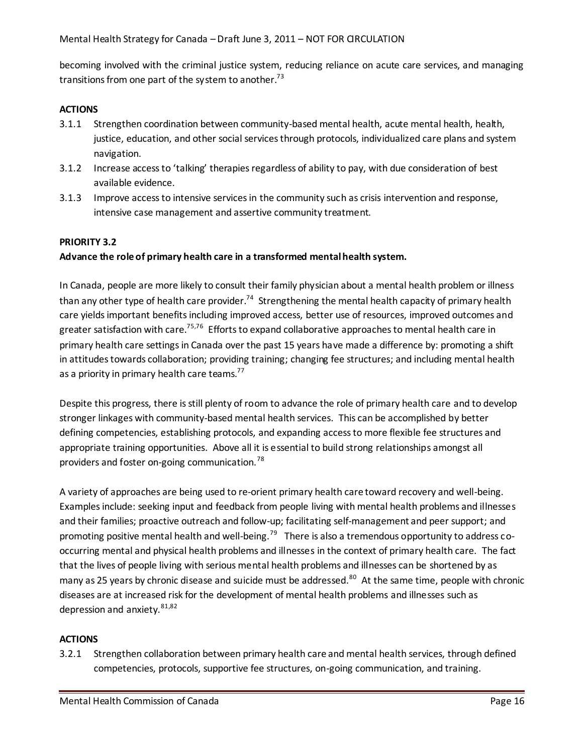becoming involved with the criminal justice system, reducing reliance on acute care services, and managing transitions from one part of the system to another.[73]

**ACTIONS**

3.1.1 Strengthen coordination between community-based mental health, acute mental health, health, justice, education, and other social services through protocols, individualized care plans and system navigation.

3.1.2 Increase access to 'talking' therapies regardless of ability to pay, with due consideration of best available evidence.

3.1.3 Improve access to intensive services in the community such as crisis intervention and response, intensive case management and assertive community treatment.

**PRIORITY 3.2**

**Advance the role of primary health care in a transformed mental health system.**

In Canada, people are more likely to consult their family physician about a mental health problem or illness than any other type of health care provider.[74] Strengthening the mental health capacity of primary health care yields important benefits including improved access, better use of resources, improved outcomes and greater satisfaction with care.[75,76] Efforts to expand collaborative approaches to mental health care in primary health care settings in Canada over the past 15 years have made a difference by: promoting a shift in attitudes towards collaboration; providing training; changing fee structures; and including mental health as a priority in primary health care teams.[77]

Despite this progress, there is still plenty of room to advance the role of primary health care and to develop stronger linkages with community-based mental health services. This can be accomplished by better defining competencies, establishing protocols, and expanding access to more flexible fee structures and appropriate training opportunities. Above all it is essential to build strong relationships amongst all providers and foster on-going communication.[78]

A variety of approaches are being used to re-orient primary health care toward recovery and well-being. Examples include: seeking input and feedback from people living with mental health problems and illnesses and their families; proactive outreach and follow-up; facilitating self-management and peer support; and promoting positive mental health and well-being.[79] There is also a tremendous opportunity to address co-occurring mental and physical health problems and illnesses in the context of primary health care. The fact that the lives of people living with serious mental health problems and illnesses can be shortened by as many as 25 years by chronic disease and suicide must be addressed.[80] At the same time, people with chronic diseases are at increased risk for the development of mental health problems and illnesses such as depression and anxiety.[81,82]

**ACTIONS**

3.2.1 Strengthen collaboration between primary health care and mental health services, through defined competencies, protocols, supportive fee structures, on-going communication, and training.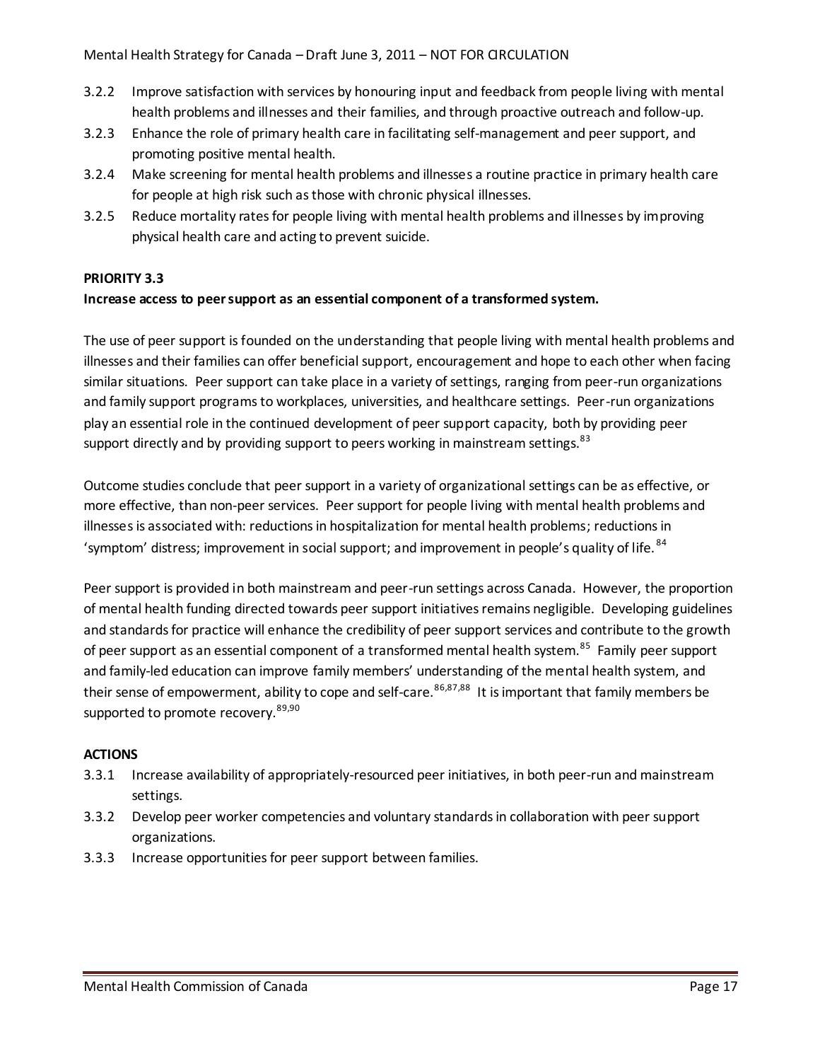3.2.2 Improve satisfaction with services by honouring input and feedback from people living with mental health problems and illnesses and their families, and through proactive outreach and follow-up.

3.2.3 Enhance the role of primary health care in facilitating self-management and peer support, and promoting positive mental health.

3.2.4 Make screening for mental health problems and illnesses a routine practice in primary health care for people at high risk such as those with chronic physical illnesses.

3.2.5 Reduce mortality rates for people living with mental health problems and illnesses by improving physical health care and acting to prevent suicide.

**PRIORITY 3.3**

**Increase access to peer support as an essential component of a transformed system.**

The use of peer support is founded on the understanding that people living with mental health problems and illnesses and their families can offer beneficial support, encouragement and hope to each other when facing similar situations. Peer support can take place in a variety of settings, ranging from peer-run organizations and family support programs to workplaces, universities, and healthcare settings. Peer-run organizations play an essential role in the continued development of peer support capacity, both by providing peer support directly and by providing support to peers working in mainstream settings.[83]

Outcome studies conclude that peer support in a variety of organizational settings can be as effective, or more effective, than non-peer services. Peer support for people living with mental health problems and illnesses is associated with: reductions in hospitalization for mental health problems; reductions in 'symptom' distress; improvement in social support; and improvement in people's quality of life.[84]

Peer support is provided in both mainstream and peer-run settings across Canada. However, the proportion of mental health funding directed towards peer support initiatives remains negligible. Developing guidelines and standards for practice will enhance the credibility of peer support services and contribute to the growth of peer support as an essential component of a transformed mental health system.[85] Family peer support and family-led education can improve family members' understanding of the mental health system, and their sense of empowerment, ability to cope and self-care.[86,87,88] It is important that family members be supported to promote recovery.[89,90]

**ACTIONS**

3.3.1 Increase availability of appropriately-resourced peer initiatives, in both peer-run and mainstream settings.

3.3.2 Develop peer worker competencies and voluntary standards in collaboration with peer support organizations.

3.3.3 Increase opportunities for peer support between families.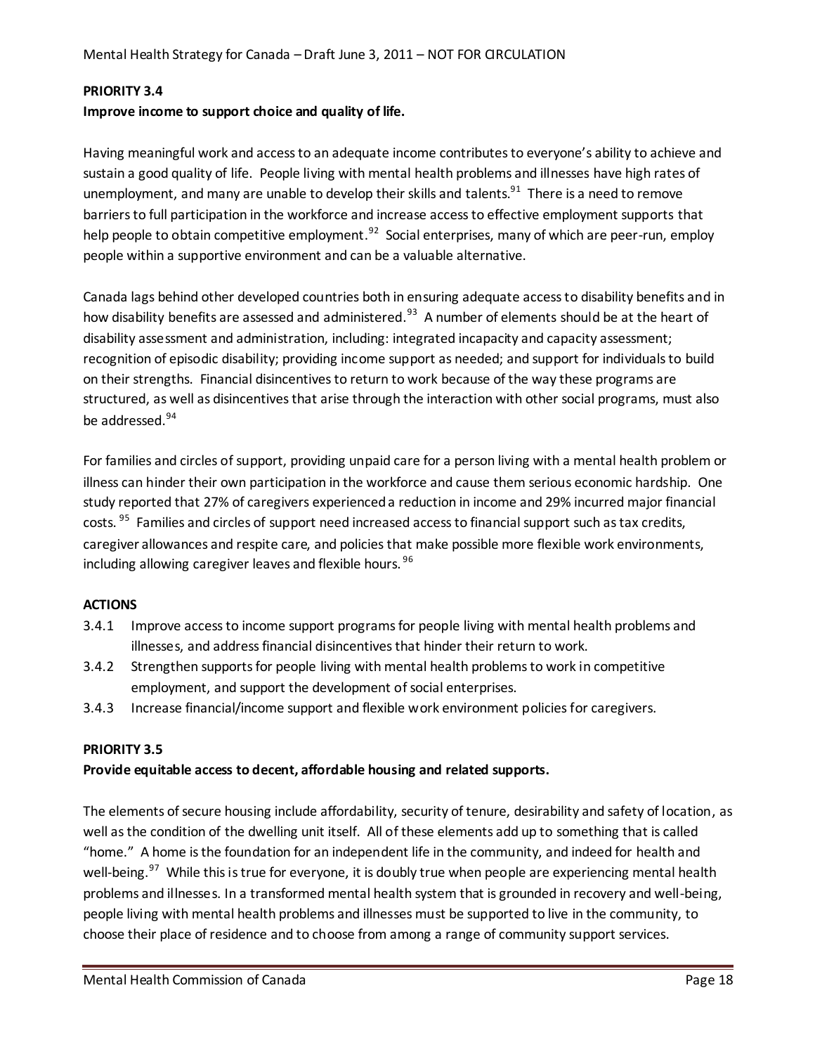**PRIORITY 3.4**

**Improve income to support choice and quality of life.**

Having meaningful work and access to an adequate income contributes to everyone's ability to achieve and sustain a good quality of life. People living with mental health problems and illnesses have high rates of unemployment, and many are unable to develop their skills and talents.[91] There is a need to remove barriers to full participation in the workforce and increase access to effective employment supports that help people to obtain competitive employment.[92] Social enterprises, many of which are peer-run, employ people within a supportive environment and can be a valuable alternative.

Canada lags behind other developed countries both in ensuring adequate access to disability benefits and in how disability benefits are assessed and administered.[93] A number of elements should be at the heart of disability assessment and administration, including: integrated incapacity and capacity assessment; recognition of episodic disability; providing income support as needed; and support for individuals to build on their strengths. Financial disincentives to return to work because of the way these programs are structured, as well as disincentives that arise through the interaction with other social programs, must also be addressed.[94]

For families and circles of support, providing unpaid care for a person living with a mental health problem or illness can hinder their own participation in the workforce and cause them serious economic hardship. One study reported that 27% of caregivers experienced a reduction in income and 29% incurred major financial costs.[95] Families and circles of support need increased access to financial support such as tax credits, caregiver allowances and respite care, and policies that make possible more flexible work environments, including allowing caregiver leaves and flexible hours.[96]

**ACTIONS**

3.4.1 Improve access to income support programs for people living with mental health problems and illnesses, and address financial disincentives that hinder their return to work.

3.4.2 Strengthen supports for people living with mental health problems to work in competitive employment, and support the development of social enterprises.

3.4.3 Increase financial/income support and flexible work environment policies for caregivers.

**PRIORITY 3.5**

**Provide equitable access to decent, affordable housing and related supports.**

The elements of secure housing include affordability, security of tenure, desirability and safety of location, as well as the condition of the dwelling unit itself. All of these elements add up to something that is called "home." A home is the foundation for an independent life in the community, and indeed for health and well-being.[97] While this is true for everyone, it is doubly true when people are experiencing mental health problems and illnesses. In a transformed mental health system that is grounded in recovery and well-being, people living with mental health problems and illnesses must be supported to live in the community, to choose their place of residence and to choose from among a range of community support services.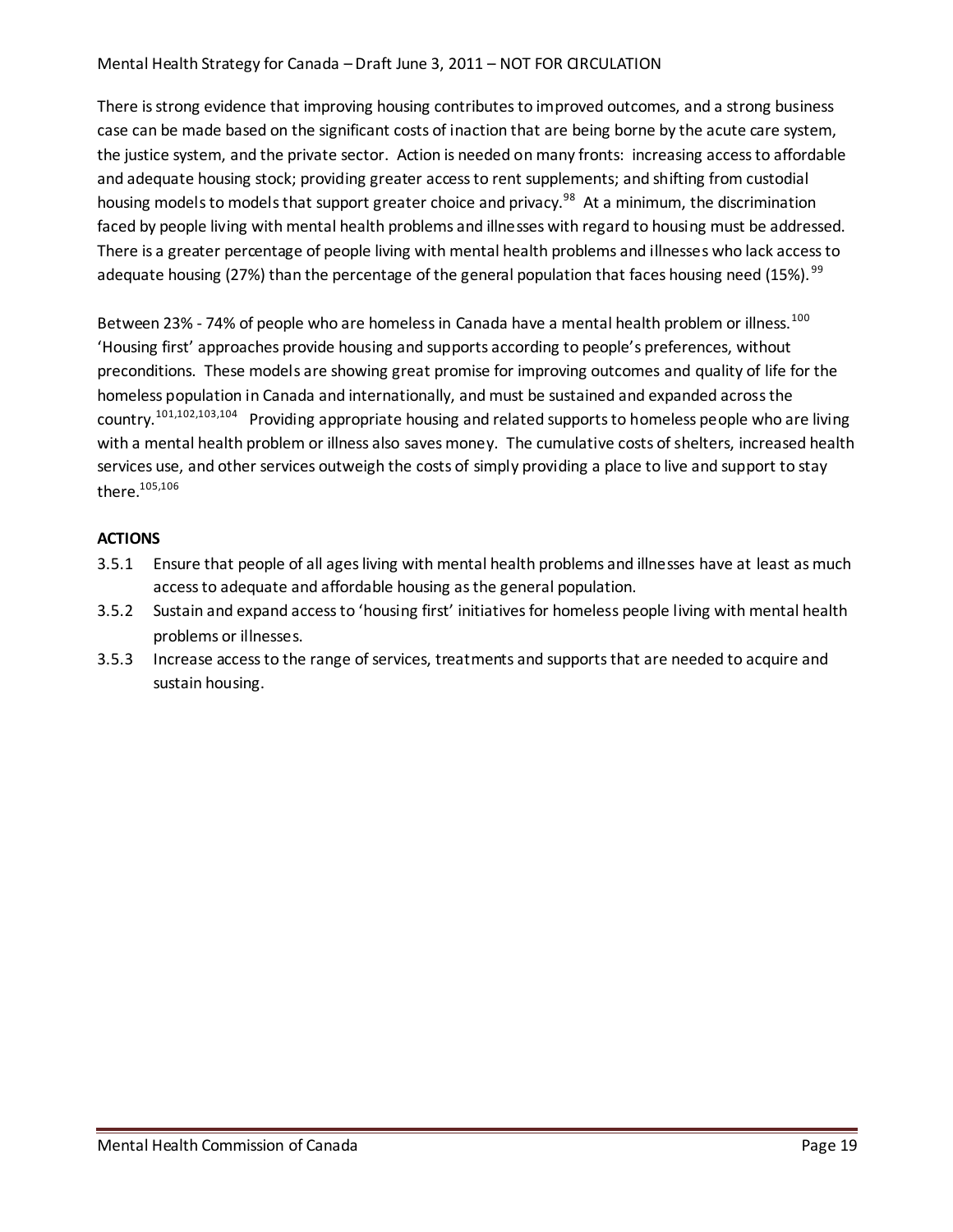There is strong evidence that improving housing contributes to improved outcomes, and a strong business case can be made based on the significant costs of inaction that are being borne by the acute care system, the justice system, and the private sector. Action is needed on many fronts: increasing access to affordable and adequate housing stock; providing greater access to rent supplements; and shifting from custodial housing models to models that support greater choice and privacy.[98] At a minimum, the discrimination faced by people living with mental health problems and illnesses with regard to housing must be addressed. There is a greater percentage of people living with mental health problems and illnesses who lack access to adequate housing (27%) than the percentage of the general population that faces housing need (15%).[99]

Between 23% - 74% of people who are homeless in Canada have a mental health problem or illness.[100] 'Housing first' approaches provide housing and supports according to people's preferences, without preconditions. These models are showing great promise for improving outcomes and quality of life for the homeless population in Canada and internationally, and must be sustained and expanded across the country.[101,102,103,104] Providing appropriate housing and related supports to homeless people who are living with a mental health problem or illness also saves money. The cumulative costs of shelters, increased health services use, and other services outweigh the costs of simply providing a place to live and support to stay there.[105,106]

**ACTIONS**

3.5.1 Ensure that people of all ages living with mental health problems and illnesses have at least as much access to adequate and affordable housing as the general population.

3.5.2 Sustain and expand access to 'housing first' initiatives for homeless people living with mental health problems or illnesses.

3.5.3 Increase access to the range of services, treatments and supports that are needed to acquire and sustain housing.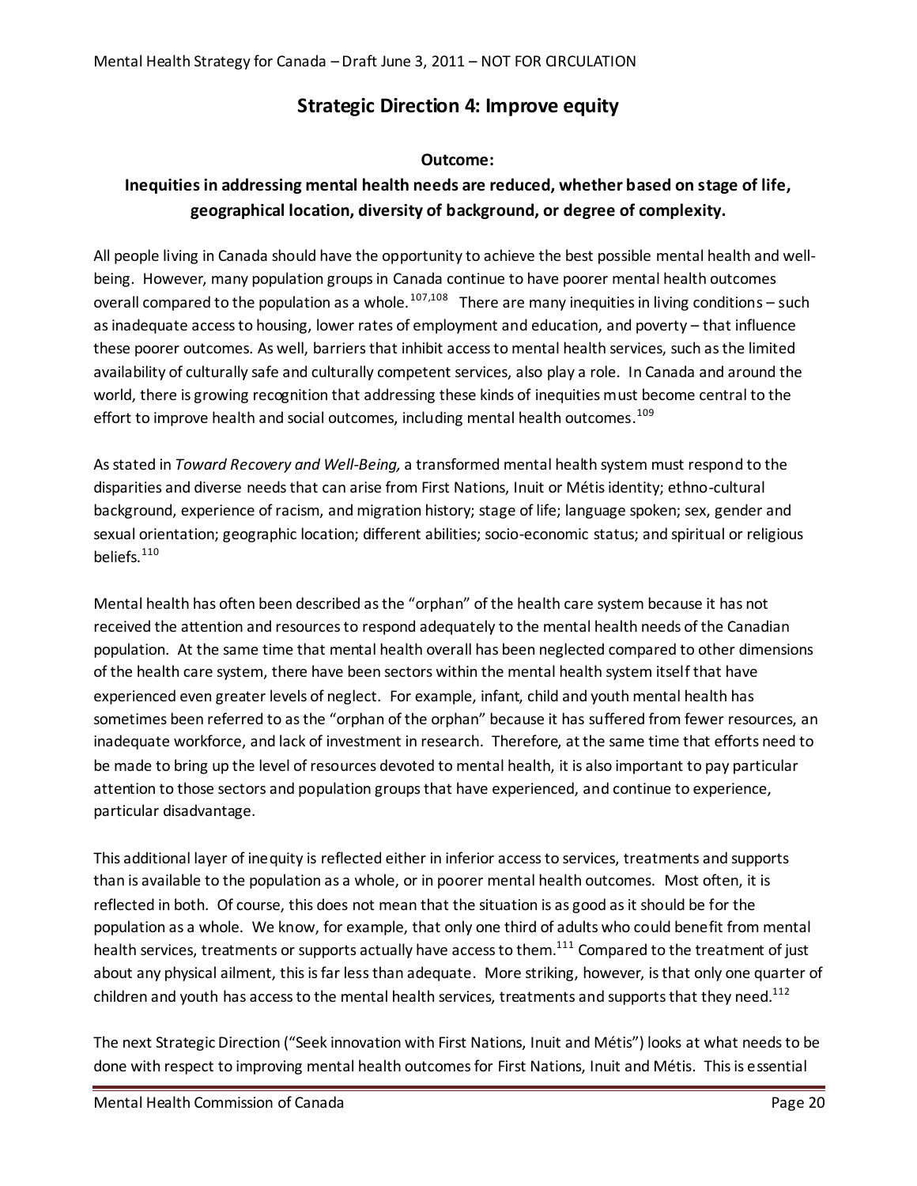## Strategic Direction 4: Improve equity

**Outcome:**

**Inequities in addressing mental health needs are reduced, whether based on stage of life, geographical location, diversity of background, or degree of complexity.**

All people living in Canada should have the opportunity to achieve the best possible mental health and well-being. However, many population groups in Canada continue to have poorer mental health outcomes overall compared to the population as a whole.[107,108] There are many inequities in living conditions – such as inadequate access to housing, lower rates of employment and education, and poverty – that influence these poorer outcomes. As well, barriers that inhibit access to mental health services, such as the limited availability of culturally safe and culturally competent services, also play a role. In Canada and around the world, there is growing recognition that addressing these kinds of inequities must become central to the effort to improve health and social outcomes, including mental health outcomes.[109]

As stated in *Toward Recovery and Well-Being,* a transformed mental health system must respond to the disparities and diverse needs that can arise from First Nations, Inuit or Métis identity; ethno-cultural background, experience of racism, and migration history; stage of life; language spoken; sex, gender and sexual orientation; geographic location; different abilities; socio-economic status; and spiritual or religious beliefs.[110]

Mental health has often been described as the "orphan" of the health care system because it has not received the attention and resources to respond adequately to the mental health needs of the Canadian population. At the same time that mental health overall has been neglected compared to other dimensions of the health care system, there have been sectors within the mental health system itself that have experienced even greater levels of neglect. For example, infant, child and youth mental health has sometimes been referred to as the "orphan of the orphan" because it has suffered from fewer resources, an inadequate workforce, and lack of investment in research. Therefore, at the same time that efforts need to be made to bring up the level of resources devoted to mental health, it is also important to pay particular attention to those sectors and population groups that have experienced, and continue to experience, particular disadvantage.

This additional layer of inequity is reflected either in inferior access to services, treatments and supports than is available to the population as a whole, or in poorer mental health outcomes. Most often, it is reflected in both. Of course, this does not mean that the situation is as good as it should be for the population as a whole. We know, for example, that only one third of adults who could benefit from mental health services, treatments or supports actually have access to them.[111] Compared to the treatment of just about any physical ailment, this is far less than adequate. More striking, however, is that only one quarter of children and youth has access to the mental health services, treatments and supports that they need.[112]

The next Strategic Direction ("Seek innovation with First Nations, Inuit and Métis") looks at what needs to be done with respect to improving mental health outcomes for First Nations, Inuit and Métis. This is essential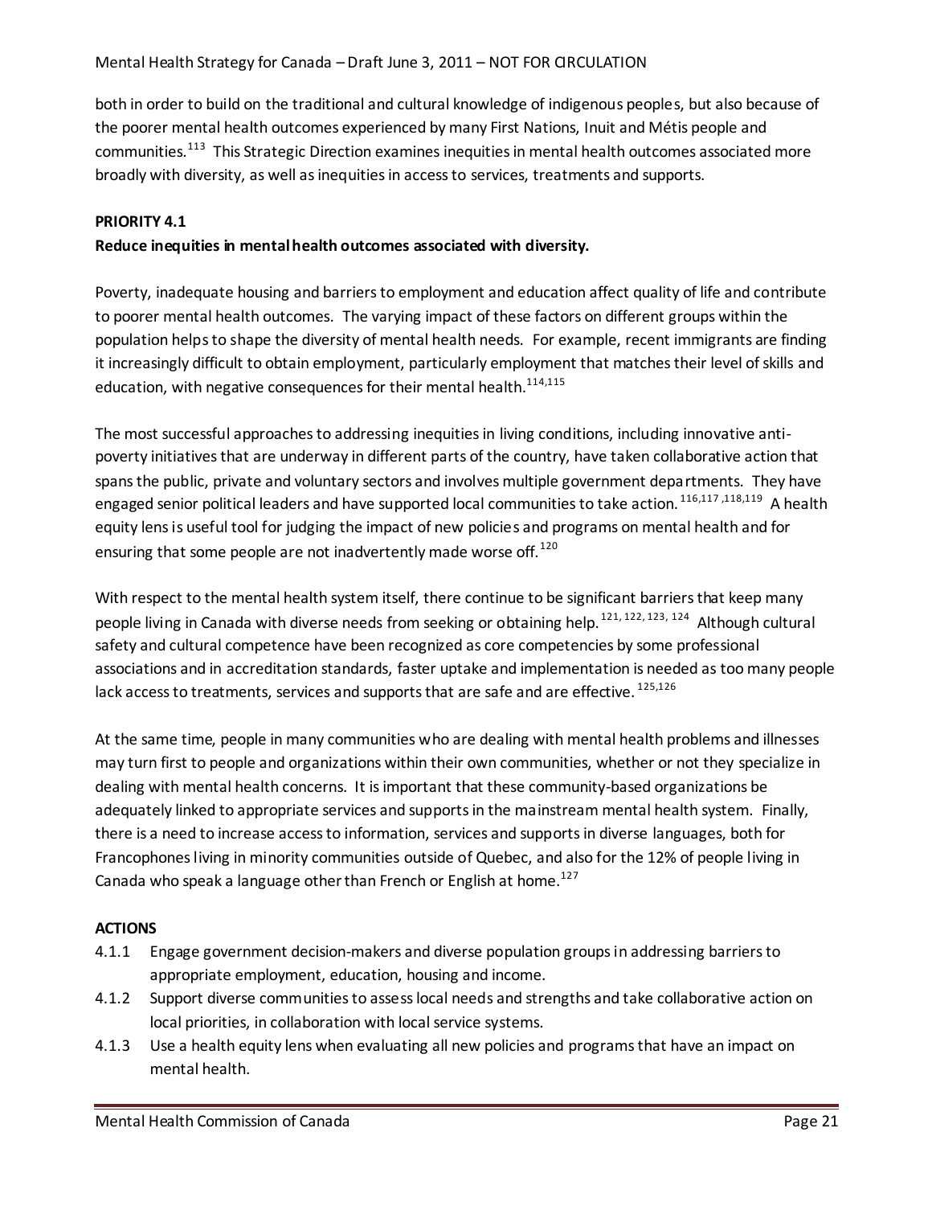both in order to build on the traditional and cultural knowledge of indigenous peoples, but also because of the poorer mental health outcomes experienced by many First Nations, Inuit and Métis people and communities.[113] This Strategic Direction examines inequities in mental health outcomes associated more broadly with diversity, as well as inequities in access to services, treatments and supports.

**PRIORITY 4.1**

**Reduce inequities in mental health outcomes associated with diversity.**

Poverty, inadequate housing and barriers to employment and education affect quality of life and contribute to poorer mental health outcomes. The varying impact of these factors on different groups within the population helps to shape the diversity of mental health needs. For example, recent immigrants are finding it increasingly difficult to obtain employment, particularly employment that matches their level of skills and education, with negative consequences for their mental health.[114,115]

The most successful approaches to addressing inequities in living conditions, including innovative anti-poverty initiatives that are underway in different parts of the country, have taken collaborative action that spans the public, private and voluntary sectors and involves multiple government departments. They have engaged senior political leaders and have supported local communities to take action.[116,117,118,119] A health equity lens is useful tool for judging the impact of new policies and programs on mental health and for ensuring that some people are not inadvertently made worse off.[120]

With respect to the mental health system itself, there continue to be significant barriers that keep many people living in Canada with diverse needs from seeking or obtaining help.[121, 122, 123, 124] Although cultural safety and cultural competence have been recognized as core competencies by some professional associations and in accreditation standards, faster uptake and implementation is needed as too many people lack access to treatments, services and supports that are safe and are effective.[125,126]

At the same time, people in many communities who are dealing with mental health problems and illnesses may turn first to people and organizations within their own communities, whether or not they specialize in dealing with mental health concerns. It is important that these community-based organizations be adequately linked to appropriate services and supports in the mainstream mental health system. Finally, there is a need to increase access to information, services and supports in diverse languages, both for Francophones living in minority communities outside of Quebec, and also for the 12% of people living in Canada who speak a language other than French or English at home.[127]

**ACTIONS**

- 4.1.1 Engage government decision-makers and diverse population groups in addressing barriers to appropriate employment, education, housing and income.
- 4.1.2 Support diverse communities to assess local needs and strengths and take collaborative action on local priorities, in collaboration with local service systems.
- 4.1.3 Use a health equity lens when evaluating all new policies and programs that have an impact on mental health.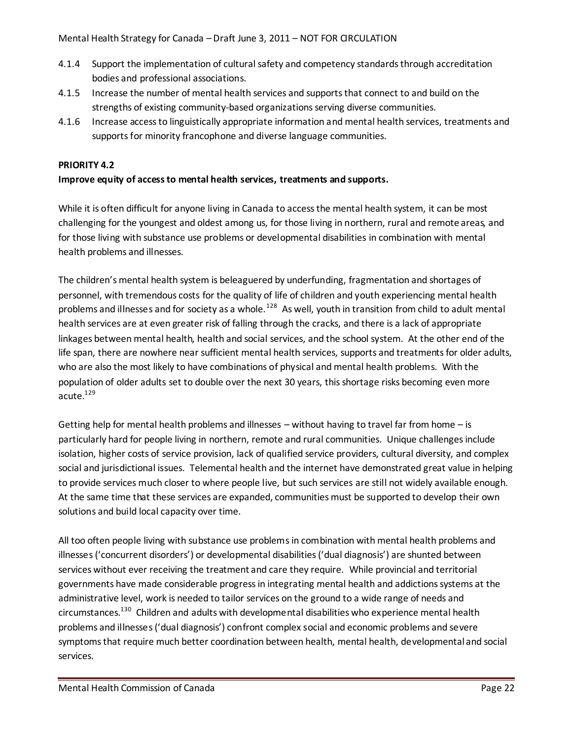4.1.4 Support the implementation of cultural safety and competency standards through accreditation bodies and professional associations.

4.1.5 Increase the number of mental health services and supports that connect to and build on the strengths of existing community-based organizations serving diverse communities.

4.1.6 Increase access to linguistically appropriate information and mental health services, treatments and supports for minority francophone and diverse language communities.

**PRIORITY 4.2**

**Improve equity of access to mental health services, treatments and supports.**

While it is often difficult for anyone living in Canada to access the mental health system, it can be most challenging for the youngest and oldest among us, for those living in northern, rural and remote areas, and for those living with substance use problems or developmental disabilities in combination with mental health problems and illnesses.

The children's mental health system is beleaguered by underfunding, fragmentation and shortages of personnel, with tremendous costs for the quality of life of children and youth experiencing mental health problems and illnesses and for society as a whole.[128] As well, youth in transition from child to adult mental health services are at even greater risk of falling through the cracks, and there is a lack of appropriate linkages between mental health, health and social services, and the school system. At the other end of the life span, there are nowhere near sufficient mental health services, supports and treatments for older adults, who are also the most likely to have combinations of physical and mental health problems. With the population of older adults set to double over the next 30 years, this shortage risks becoming even more acute.[129]

Getting help for mental health problems and illnesses – without having to travel far from home – is particularly hard for people living in northern, remote and rural communities. Unique challenges include isolation, higher costs of service provision, lack of qualified service providers, cultural diversity, and complex social and jurisdictional issues. Telemental health and the internet have demonstrated great value in helping to provide services much closer to where people live, but such services are still not widely available enough. At the same time that these services are expanded, communities must be supported to develop their own solutions and build local capacity over time.

All too often people living with substance use problems in combination with mental health problems and illnesses ('concurrent disorders') or developmental disabilities ('dual diagnosis') are shunted between services without ever receiving the treatment and care they require. While provincial and territorial governments have made considerable progress in integrating mental health and addictions systems at the administrative level, work is needed to tailor services on the ground to a wide range of needs and circumstances.[130] Children and adults with developmental disabilities who experience mental health problems and illnesses ('dual diagnosis') confront complex social and economic problems and severe symptoms that require much better coordination between health, mental health, developmental and social services.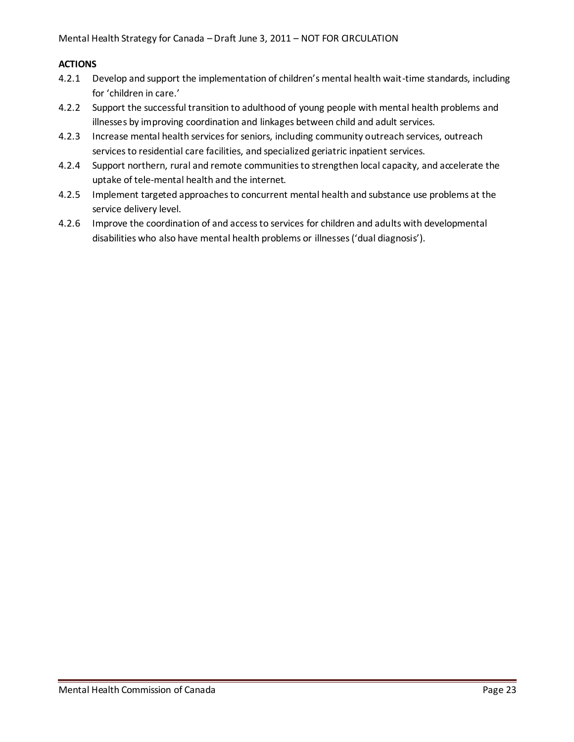**ACTIONS**

4.2.1 Develop and support the implementation of children's mental health wait-time standards, including for 'children in care.'

4.2.2 Support the successful transition to adulthood of young people with mental health problems and illnesses by improving coordination and linkages between child and adult services.

4.2.3 Increase mental health services for seniors, including community outreach services, outreach services to residential care facilities, and specialized geriatric inpatient services.

4.2.4 Support northern, rural and remote communities to strengthen local capacity, and accelerate the uptake of tele-mental health and the internet.

4.2.5 Implement targeted approaches to concurrent mental health and substance use problems at the service delivery level.

4.2.6 Improve the coordination of and access to services for children and adults with developmental disabilities who also have mental health problems or illnesses ('dual diagnosis').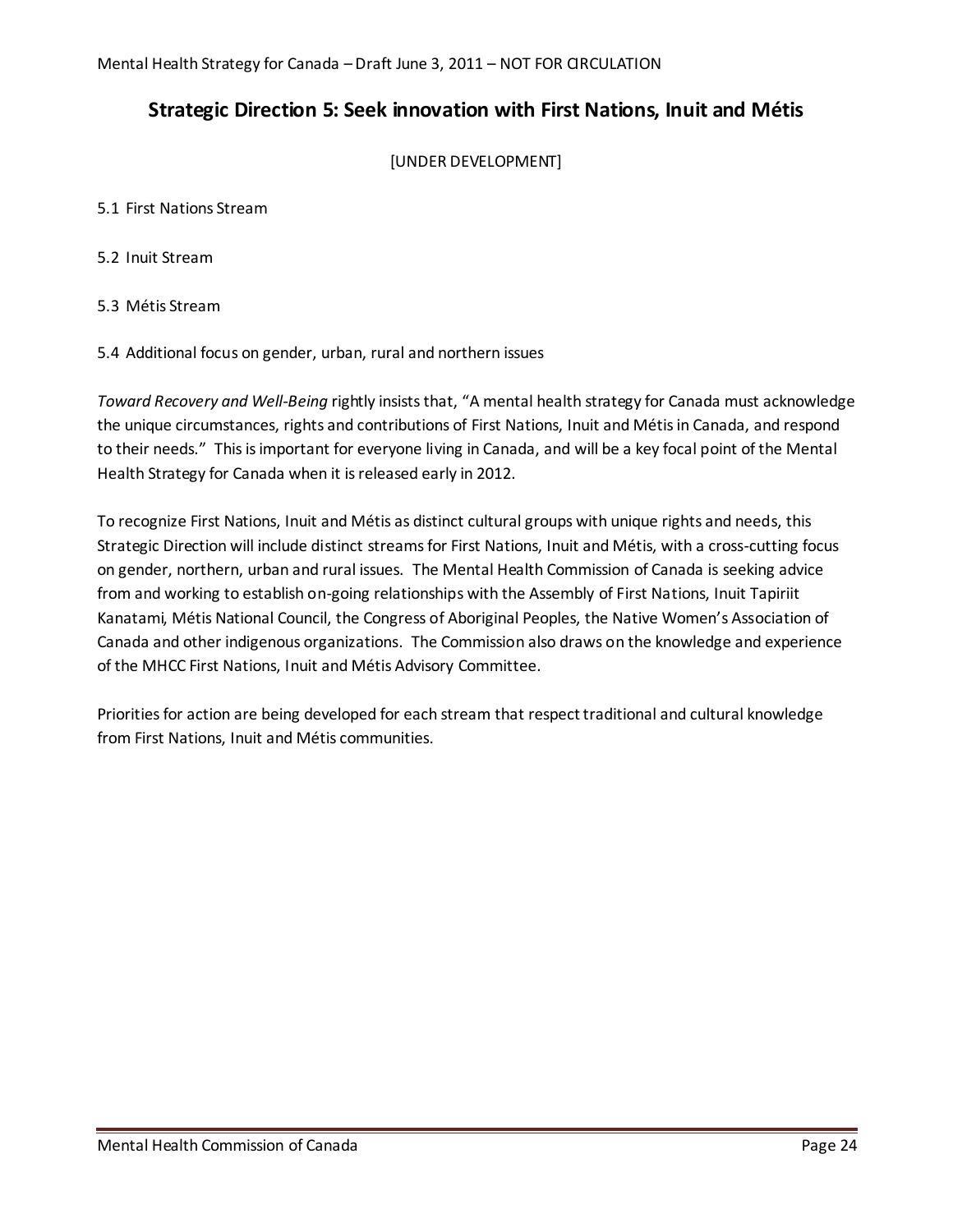## Strategic Direction 5: Seek innovation with First Nations, Inuit and Métis

[UNDER DEVELOPMENT]

5.1 First Nations Stream

5.2 Inuit Stream

5.3 Métis Stream

5.4 Additional focus on gender, urban, rural and northern issues

*Toward Recovery and Well-Being* rightly insists that, "A mental health strategy for Canada must acknowledge the unique circumstances, rights and contributions of First Nations, Inuit and Métis in Canada, and respond to their needs." This is important for everyone living in Canada, and will be a key focal point of the Mental Health Strategy for Canada when it is released early in 2012.

To recognize First Nations, Inuit and Métis as distinct cultural groups with unique rights and needs, this Strategic Direction will include distinct streams for First Nations, Inuit and Métis, with a cross-cutting focus on gender, northern, urban and rural issues. The Mental Health Commission of Canada is seeking advice from and working to establish on-going relationships with the Assembly of First Nations, Inuit Tapiriit Kanatami, Métis National Council, the Congress of Aboriginal Peoples, the Native Women's Association of Canada and other indigenous organizations. The Commission also draws on the knowledge and experience of the MHCC First Nations, Inuit and Métis Advisory Committee.

Priorities for action are being developed for each stream that respect traditional and cultural knowledge from First Nations, Inuit and Métis communities.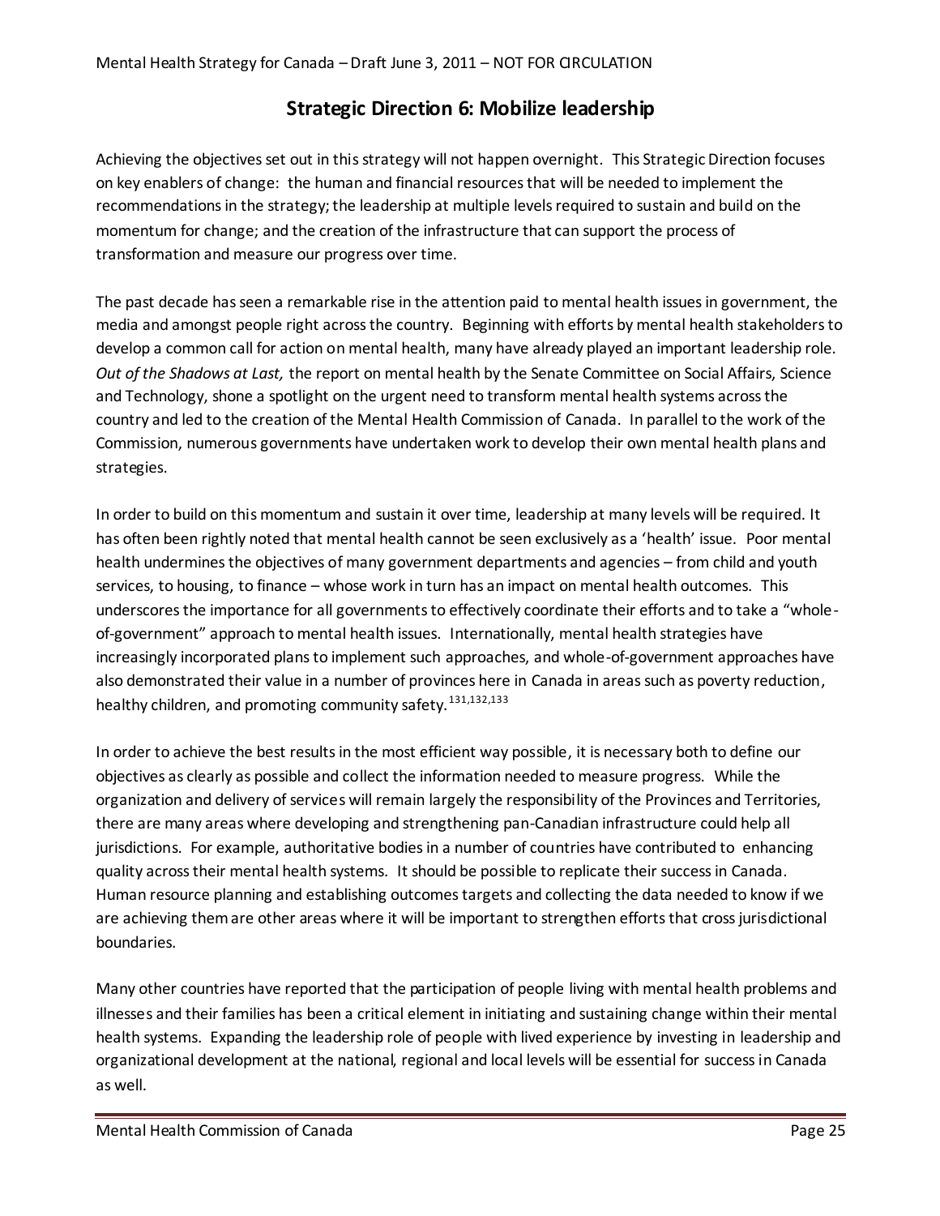## Strategic Direction 6: Mobilize leadership

Achieving the objectives set out in this strategy will not happen overnight. This Strategic Direction focuses on key enablers of change: the human and financial resources that will be needed to implement the recommendations in the strategy; the leadership at multiple levels required to sustain and build on the momentum for change; and the creation of the infrastructure that can support the process of transformation and measure our progress over time.

The past decade has seen a remarkable rise in the attention paid to mental health issues in government, the media and amongst people right across the country. Beginning with efforts by mental health stakeholders to develop a common call for action on mental health, many have already played an important leadership role. *Out of the Shadows at Last,* the report on mental health by the Senate Committee on Social Affairs, Science and Technology, shone a spotlight on the urgent need to transform mental health systems across the country and led to the creation of the Mental Health Commission of Canada. In parallel to the work of the Commission, numerous governments have undertaken work to develop their own mental health plans and strategies.

In order to build on this momentum and sustain it over time, leadership at many levels will be required. It has often been rightly noted that mental health cannot be seen exclusively as a 'health' issue. Poor mental health undermines the objectives of many government departments and agencies – from child and youth services, to housing, to finance – whose work in turn has an impact on mental health outcomes. This underscores the importance for all governments to effectively coordinate their efforts and to take a "whole-of-government" approach to mental health issues. Internationally, mental health strategies have increasingly incorporated plans to implement such approaches, and whole-of-government approaches have also demonstrated their value in a number of provinces here in Canada in areas such as poverty reduction, healthy children, and promoting community safety.[131,132,133]

In order to achieve the best results in the most efficient way possible, it is necessary both to define our objectives as clearly as possible and collect the information needed to measure progress. While the organization and delivery of services will remain largely the responsibility of the Provinces and Territories, there are many areas where developing and strengthening pan-Canadian infrastructure could help all jurisdictions. For example, authoritative bodies in a number of countries have contributed to enhancing quality across their mental health systems. It should be possible to replicate their success in Canada. Human resource planning and establishing outcomes targets and collecting the data needed to know if we are achieving them are other areas where it will be important to strengthen efforts that cross jurisdictional boundaries.

Many other countries have reported that the participation of people living with mental health problems and illnesses and their families has been a critical element in initiating and sustaining change within their mental health systems. Expanding the leadership role of people with lived experience by investing in leadership and organizational development at the national, regional and local levels will be essential for success in Canada as well.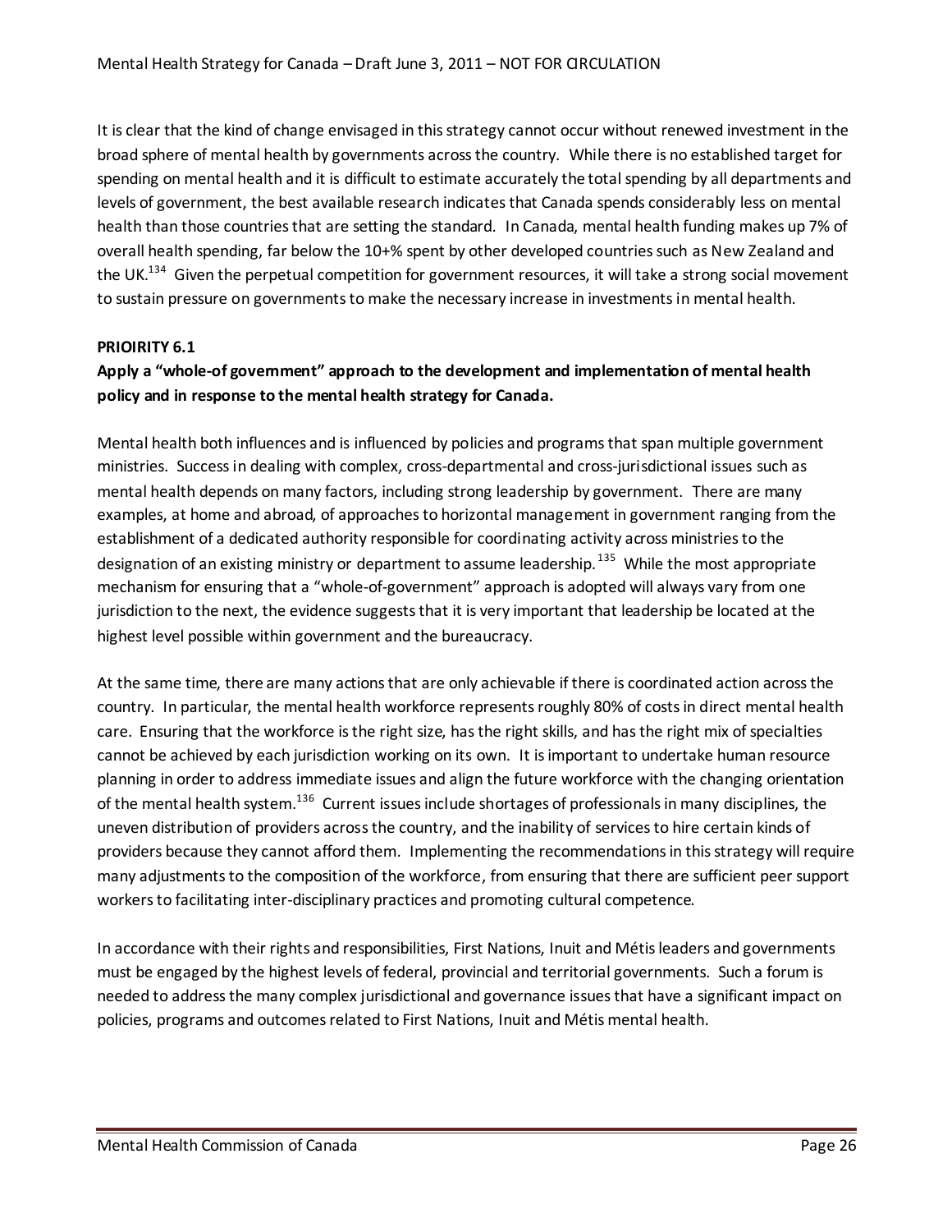It is clear that the kind of change envisaged in this strategy cannot occur without renewed investment in the broad sphere of mental health by governments across the country. While there is no established target for spending on mental health and it is difficult to estimate accurately the total spending by all departments and levels of government, the best available research indicates that Canada spends considerably less on mental health than those countries that are setting the standard. In Canada, mental health funding makes up 7% of overall health spending, far below the 10+% spent by other developed countries such as New Zealand and the UK.[134] Given the perpetual competition for government resources, it will take a strong social movement to sustain pressure on governments to make the necessary increase in investments in mental health.

**PRIOIRITY 6.1**

**Apply a "whole-of government" approach to the development and implementation of mental health policy and in response to the mental health strategy for Canada.**

Mental health both influences and is influenced by policies and programs that span multiple government ministries. Success in dealing with complex, cross-departmental and cross-jurisdictional issues such as mental health depends on many factors, including strong leadership by government. There are many examples, at home and abroad, of approaches to horizontal management in government ranging from the establishment of a dedicated authority responsible for coordinating activity across ministries to the designation of an existing ministry or department to assume leadership.[135] While the most appropriate mechanism for ensuring that a "whole-of-government" approach is adopted will always vary from one jurisdiction to the next, the evidence suggests that it is very important that leadership be located at the highest level possible within government and the bureaucracy.

At the same time, there are many actions that are only achievable if there is coordinated action across the country. In particular, the mental health workforce represents roughly 80% of costs in direct mental health care. Ensuring that the workforce is the right size, has the right skills, and has the right mix of specialties cannot be achieved by each jurisdiction working on its own. It is important to undertake human resource planning in order to address immediate issues and align the future workforce with the changing orientation of the mental health system.[136] Current issues include shortages of professionals in many disciplines, the uneven distribution of providers across the country, and the inability of services to hire certain kinds of providers because they cannot afford them. Implementing the recommendations in this strategy will require many adjustments to the composition of the workforce, from ensuring that there are sufficient peer support workers to facilitating inter-disciplinary practices and promoting cultural competence.

In accordance with their rights and responsibilities, First Nations, Inuit and Métis leaders and governments must be engaged by the highest levels of federal, provincial and territorial governments. Such a forum is needed to address the many complex jurisdictional and governance issues that have a significant impact on policies, programs and outcomes related to First Nations, Inuit and Métis mental health.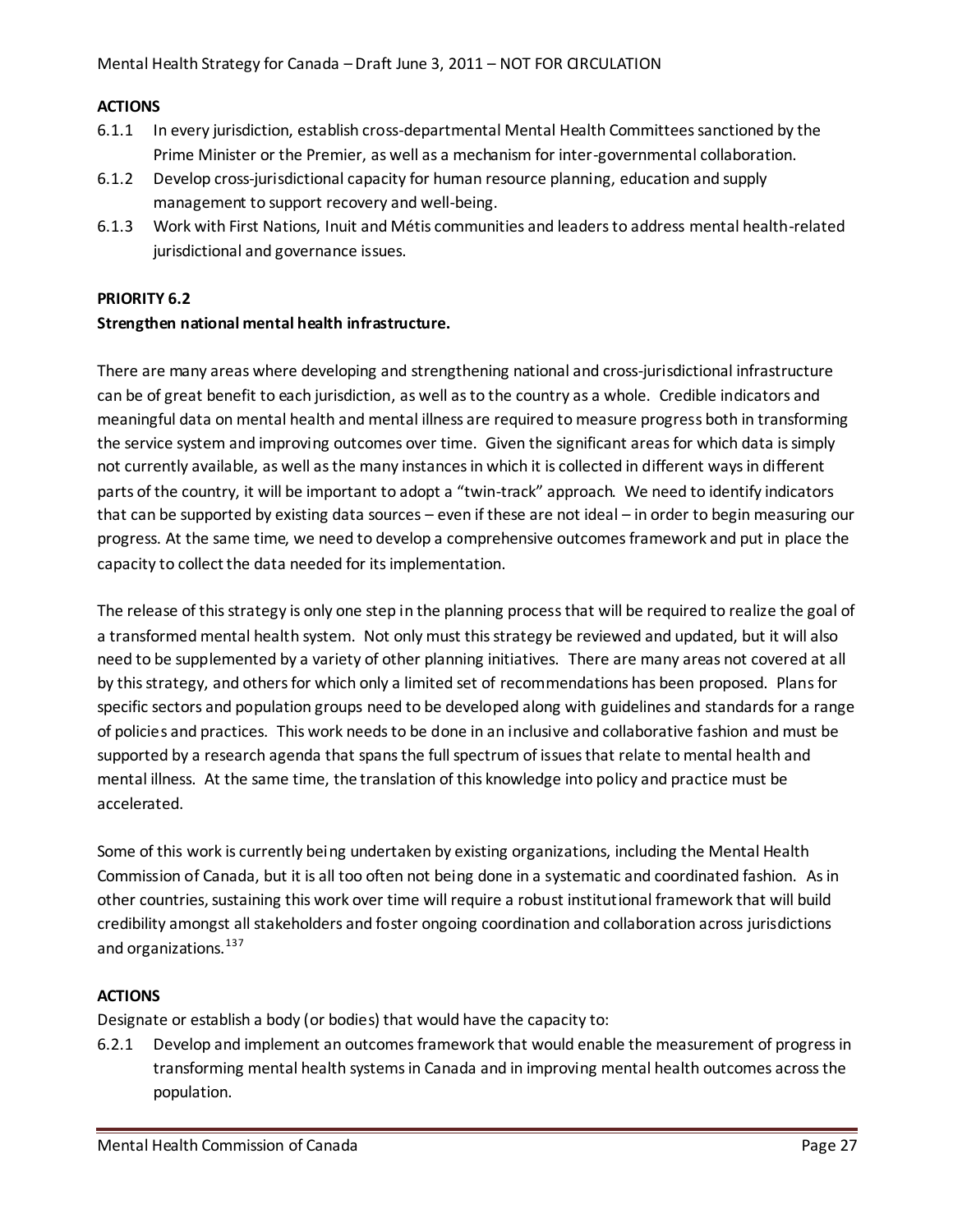**ACTIONS**

6.1.1 In every jurisdiction, establish cross-departmental Mental Health Committees sanctioned by the Prime Minister or the Premier, as well as a mechanism for inter-governmental collaboration.

6.1.2 Develop cross-jurisdictional capacity for human resource planning, education and supply management to support recovery and well-being.

6.1.3 Work with First Nations, Inuit and Métis communities and leaders to address mental health-related jurisdictional and governance issues.

**PRIORITY 6.2**

**Strengthen national mental health infrastructure.**

There are many areas where developing and strengthening national and cross-jurisdictional infrastructure can be of great benefit to each jurisdiction, as well as to the country as a whole. Credible indicators and meaningful data on mental health and mental illness are required to measure progress both in transforming the service system and improving outcomes over time. Given the significant areas for which data is simply not currently available, as well as the many instances in which it is collected in different ways in different parts of the country, it will be important to adopt a "twin-track" approach. We need to identify indicators that can be supported by existing data sources – even if these are not ideal – in order to begin measuring our progress. At the same time, we need to develop a comprehensive outcomes framework and put in place the capacity to collect the data needed for its implementation.

The release of this strategy is only one step in the planning process that will be required to realize the goal of a transformed mental health system. Not only must this strategy be reviewed and updated, but it will also need to be supplemented by a variety of other planning initiatives. There are many areas not covered at all by this strategy, and others for which only a limited set of recommendations has been proposed. Plans for specific sectors and population groups need to be developed along with guidelines and standards for a range of policies and practices. This work needs to be done in an inclusive and collaborative fashion and must be supported by a research agenda that spans the full spectrum of issues that relate to mental health and mental illness. At the same time, the translation of this knowledge into policy and practice must be accelerated.

Some of this work is currently being undertaken by existing organizations, including the Mental Health Commission of Canada, but it is all too often not being done in a systematic and coordinated fashion. As in other countries, sustaining this work over time will require a robust institutional framework that will build credibility amongst all stakeholders and foster ongoing coordination and collaboration across jurisdictions and organizations.[137]

**ACTIONS**

Designate or establish a body (or bodies) that would have the capacity to:

6.2.1 Develop and implement an outcomes framework that would enable the measurement of progress in transforming mental health systems in Canada and in improving mental health outcomes across the population.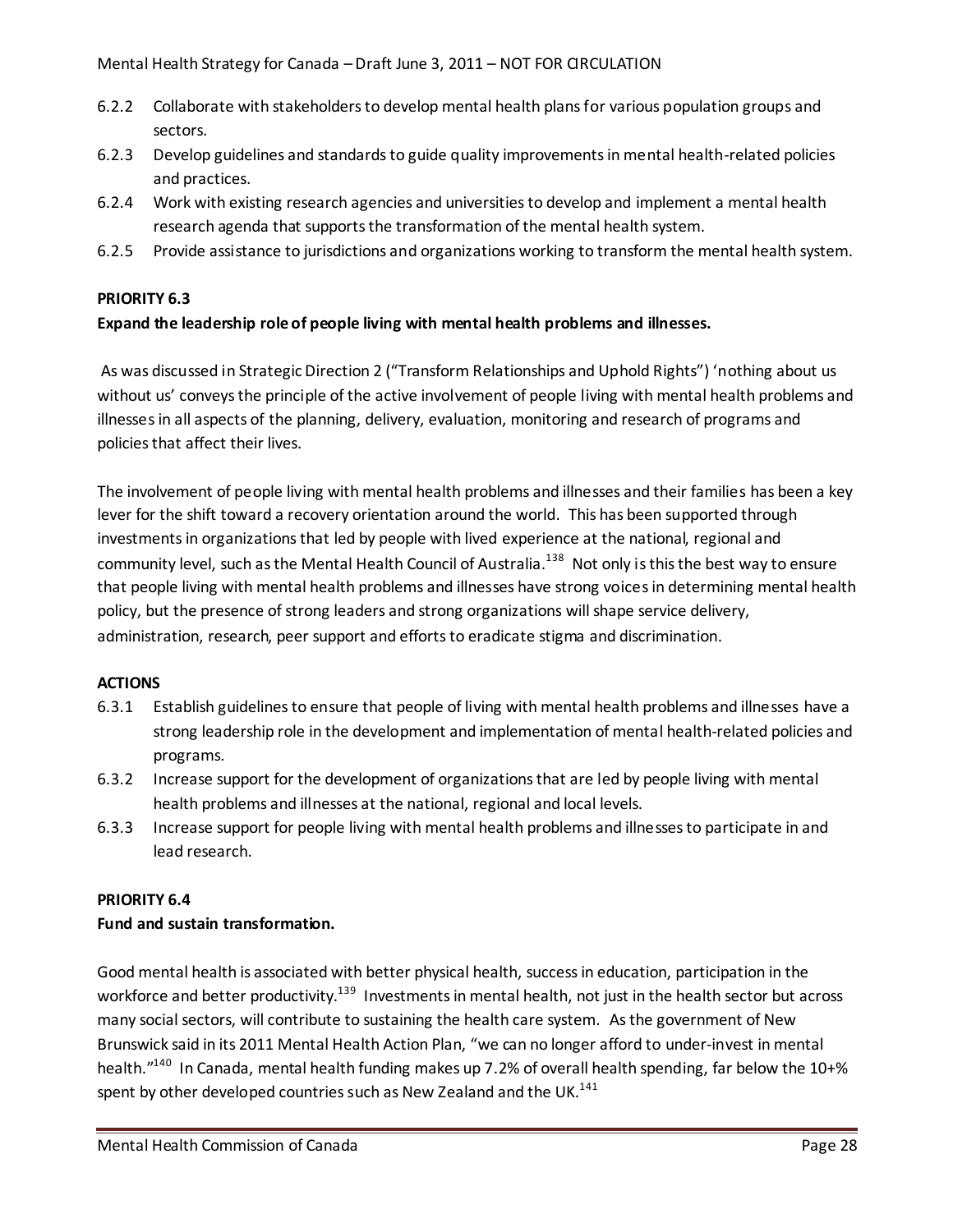6.2.2 Collaborate with stakeholders to develop mental health plans for various population groups and sectors.

6.2.3 Develop guidelines and standards to guide quality improvements in mental health-related policies and practices.

6.2.4 Work with existing research agencies and universities to develop and implement a mental health research agenda that supports the transformation of the mental health system.

6.2.5 Provide assistance to jurisdictions and organizations working to transform the mental health system.

**PRIORITY 6.3**

**Expand the leadership role of people living with mental health problems and illnesses.**

As was discussed in Strategic Direction 2 ("Transform Relationships and Uphold Rights") 'nothing about us without us' conveys the principle of the active involvement of people living with mental health problems and illnesses in all aspects of the planning, delivery, evaluation, monitoring and research of programs and policies that affect their lives.

The involvement of people living with mental health problems and illnesses and their families has been a key lever for the shift toward a recovery orientation around the world. This has been supported through investments in organizations that led by people with lived experience at the national, regional and community level, such as the Mental Health Council of Australia.[138] Not only is this the best way to ensure that people living with mental health problems and illnesses have strong voices in determining mental health policy, but the presence of strong leaders and strong organizations will shape service delivery, administration, research, peer support and efforts to eradicate stigma and discrimination.

**ACTIONS**

6.3.1 Establish guidelines to ensure that people of living with mental health problems and illnesses have a strong leadership role in the development and implementation of mental health-related policies and programs.

6.3.2 Increase support for the development of organizations that are led by people living with mental health problems and illnesses at the national, regional and local levels.

6.3.3 Increase support for people living with mental health problems and illnesses to participate in and lead research.

**PRIORITY 6.4**

**Fund and sustain transformation.**

Good mental health is associated with better physical health, success in education, participation in the workforce and better productivity.[139] Investments in mental health, not just in the health sector but across many social sectors, will contribute to sustaining the health care system. As the government of New Brunswick said in its 2011 Mental Health Action Plan, "we can no longer afford to under-invest in mental health."[140] In Canada, mental health funding makes up 7.2% of overall health spending, far below the 10+% spent by other developed countries such as New Zealand and the UK.[141]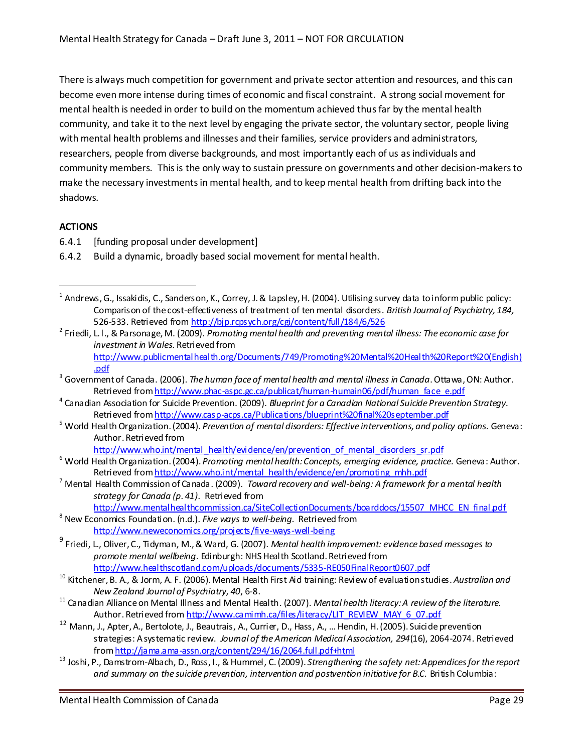There is always much competition for government and private sector attention and resources, and this can become even more intense during times of economic and fiscal constraint. A strong social movement for mental health is needed in order to build on the momentum achieved thus far by the mental health community, and take it to the next level by engaging the private sector, the voluntary sector, people living with mental health problems and illnesses and their families, service providers and administrators, researchers, people from diverse backgrounds, and most importantly each of us as individuals and community members. This is the only way to sustain pressure on governments and other decision-makers to make the necessary investments in mental health, and to keep mental health from drifting back into the shadows.

**ACTIONS**

6.4.1 [funding proposal under development]

6.4.2 Build a dynamic, broadly based social movement for mental health.

---

[1] Andrews, G., Issakidis, C., Sanderson, K., Correy, J. & Lapsley, H. (2004). Utilising survey data to inform public policy: Comparison of the cost-effectiveness of treatment of ten mental disorders. *British Journal of Psychiatry, 184,* 526-533. Retrieved from http://bjp.rcpsych.org/cgi/content/full/184/6/526

[2] Friedli, L. l., & Parsonage, M. (2009). *Promoting mental health and preventing mental illness: The economic case for investment in Wales.* Retrieved from http://www.publicmentalhealth.org/Documents/749/Promoting%20Mental%20Health%20Report%20(English).pdf

[3] Government of Canada. (2006). *The human face of mental health and mental illness in Canada*. Ottawa, ON: Author. Retrieved from http://www.phac-aspc.gc.ca/publicat/human-humain06/pdf/human_face_e.pdf

[4] Canadian Association for Suicide Prevention. (2009). *Blueprint for a Canadian National Suicide Prevention Strategy.* Retrieved from http://www.casp-acps.ca/Publications/blueprint%20final%20september.pdf

[5] World Health Organization. (2004). *Prevention of mental disorders: Effective interventions, and policy options.* Geneva: Author. Retrieved from http://www.who.int/mental_health/evidence/en/prevention_of_mental_disorders_sr.pdf

[6] World Health Organization. (2004). *Promoting mental health: Concepts, emerging evidence, practice.* Geneva: Author. Retrieved from http://www.who.int/mental_health/evidence/en/promoting_mhh.pdf

[7] Mental Health Commission of Canada. (2009). *Toward recovery and well-being: A framework for a mental health strategy for Canada (p. 41)*. Retrieved from http://www.mentalhealthcommission.ca/SiteCollectionDocuments/boarddocs/15507_MHCC_EN_final.pdf

[8] New Economics Foundation. (n.d.). *Five ways to well-being.* Retrieved from http://www.neweconomics.org/projects/five-ways-well-being

[9] Friedi, L., Oliver, C., Tidyman, M., & Ward, G. (2007). *Mental health improvement: evidence based messages to promote mental wellbeing.* Edinburgh: NHS Health Scotland. Retrieved from http://www.healthscotland.com/uploads/documents/5335-RE050FinalReport0607.pdf

[10] Kitchener, B. A., & Jorm, A. F. (2006). Mental Health First Aid training: Review of evaluation studies. *Australian and New Zealand Journal of Psychiatry, 40*, 6-8.

[11] Canadian Alliance on Mental Illness and Mental Health. (2007). *Mental health literacy: A review of the literature.* Author. Retrieved from http://www.camimh.ca/files/literacy/LIT_REVIEW_MAY_6_07.pdf

[12] Mann, J., Apter, A., Bertolote, J., Beautrais, A., Currier, D., Hass, A., … Hendin, H. (2005). Suicide prevention strategies: A systematic review. *Journal of the American Medical Association, 294*(16), 2064-2074. Retrieved from http://jama.ama-assn.org/content/294/16/2064.full.pdf+html

[13] Joshi, P., Damstrom-Albach, D., Ross, I., & Hummel, C. (2009). *Strengthening the safety net: Appendices for the report and summary on the suicide prevention, intervention and postvention initiative for B.C.* British Columbia: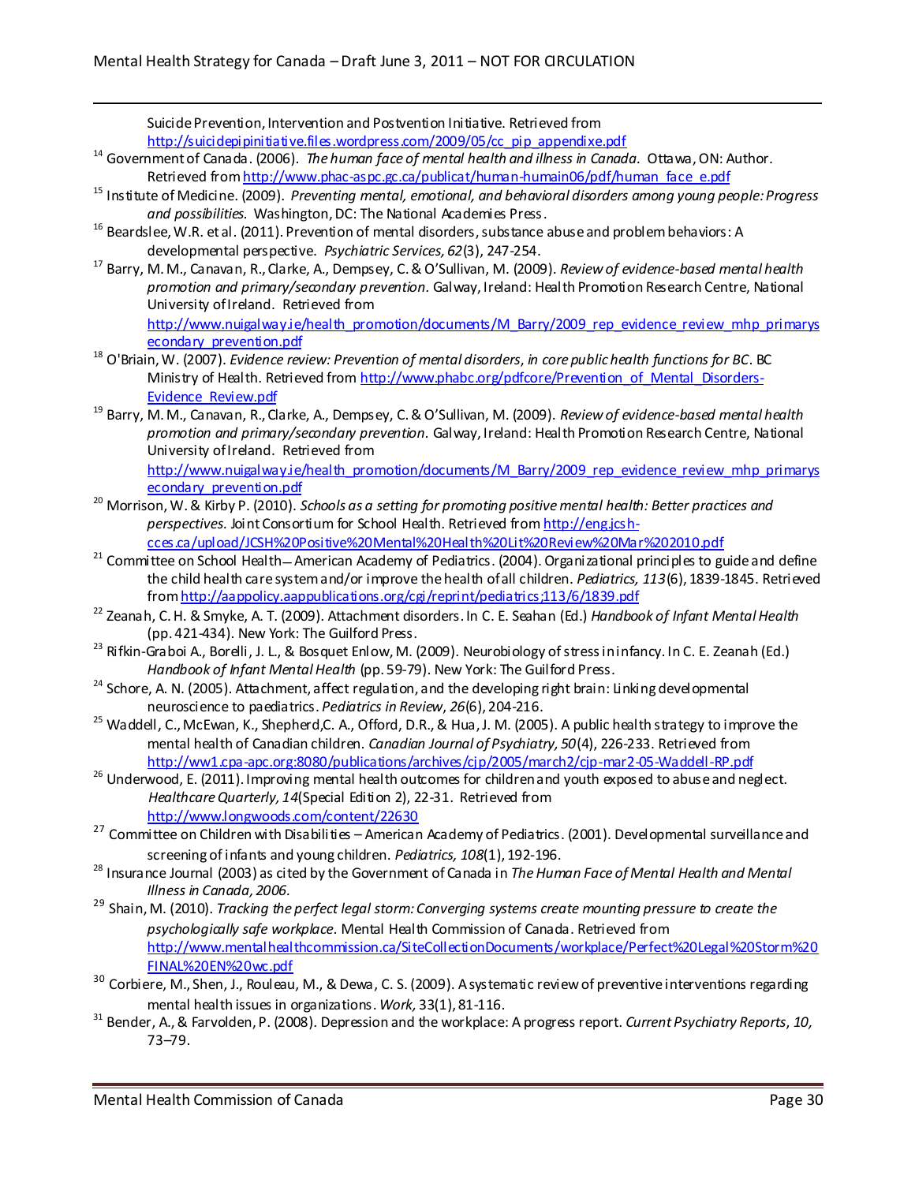Suicide Prevention, Intervention and Postvention Initiative. Retrieved from http://suicidepipinitiative.files.wordpress.com/2009/05/cc_pip_appendixe.pdf

[14] Government of Canada. (2006). *The human face of mental health and illness in Canada.* Ottawa, ON: Author. Retrieved from http://www.phac-aspc.gc.ca/publicat/human-humain06/pdf/human_face_e.pdf

[15] Institute of Medicine. (2009). *Preventing mental, emotional, and behavioral disorders among young people: Progress and possibilities.* Washington, DC: The National Academies Press.

[16] Beardslee, W.R. et al. (2011). Prevention of mental disorders, substance abuse and problem behaviors: A developmental perspective. *Psychiatric Services, 62*(3), 247-254.

[17] Barry, M. M., Canavan, R., Clarke, A., Dempsey, C. & O'Sullivan, M. (2009). *Review of evidence-based mental health promotion and primary/secondary prevention.* Galway, Ireland: Health Promotion Research Centre, National University of Ireland. Retrieved from http://www.nuigalway.ie/health_promotion/documents/M_Barry/2009_rep_evidence_review_mhp_primarysecondary_prevention.pdf

[18] O'Briain, W. (2007). *Evidence review: Prevention of mental disorders, in core public health functions for BC*. BC Ministry of Health. Retrieved from http://www.phabc.org/pdfcore/Prevention_of_Mental_Disorders-Evidence_Review.pdf

[19] Barry, M. M., Canavan, R., Clarke, A., Dempsey, C. & O'Sullivan, M. (2009). *Review of evidence-based mental health promotion and primary/secondary prevention.* Galway, Ireland: Health Promotion Research Centre, National University of Ireland. Retrieved from http://www.nuigalway.ie/health_promotion/documents/M_Barry/2009_rep_evidence_review_mhp_primarysecondary_prevention.pdf

[20] Morrison, W. & Kirby P. (2010). *Schools as a setting for promoting positive mental health: Better practices and perspectives.* Joint Consortium for School Health. Retrieved from http://eng.jcsh-cces.ca/upload/JCSH%20Positive%20Mental%20Health%20Lit%20Review%20Mar%202010.pdf

[21] Committee on School Health—American Academy of Pediatrics. (2004). Organizational principles to guide and define the child health care system and/or improve the health of all children. *Pediatrics, 113*(6), 1839-1845. Retrieved from http://aappolicy.aappublications.org/cgi/reprint/pediatrics;113/6/1839.pdf

[22] Zeanah, C. H. & Smyke, A. T. (2009). Attachment disorders. In C. E. Seahan (Ed.) *Handbook of Infant Mental Health* (pp. 421-434). New York: The Guilford Press.

[23] Rifkin-Graboi A., Borelli, J. L., & Bosquet Enlow, M. (2009). Neurobiology of stress in infancy. In C. E. Zeanah (Ed.) *Handbook of Infant Mental Health* (pp. 59-79). New York: The Guilford Press.

[24] Schore, A. N. (2005). Attachment, affect regulation, and the developing right brain: Linking developmental neuroscience to paediatrics. *Pediatrics in Review*, *26*(6), 204-216.

[25] Waddell, C., McEwan, K., Shepherd, C. A., Offord, D.R., & Hua, J. M. (2005). A public health strategy to improve the mental health of Canadian children. *Canadian Journal of Psychiatry, 50*(4), 226-233. Retrieved from http://ww1.cpa-apc.org:8080/publications/archives/cjp/2005/march2/cjp-mar2-05-Waddell-RP.pdf

[26] Underwood, E. (2011). Improving mental health outcomes for children and youth exposed to abuse and neglect. *Healthcare Quarterly, 14*(Special Edition 2), 22-31. Retrieved from http://www.longwoods.com/content/22630

[27] Committee on Children with Disabilities – American Academy of Pediatrics. (2001). Developmental surveillance and screening of infants and young children. *Pediatrics, 108*(1), 192-196.

[28] Insurance Journal (2003) as cited by the Government of Canada in *The Human Face of Mental Health and Mental Illness in Canada, 2006.*

[29] Shain, M. (2010). *Tracking the perfect legal storm: Converging systems create mounting pressure to create the psychologically safe workplace.* Mental Health Commission of Canada. Retrieved from http://www.mentalhealthcommission.ca/SiteCollectionDocuments/workplace/Perfect%20Legal%20Storm%20FINAL%20EN%20wc.pdf

[30] Corbiere, M., Shen, J., Rouleau, M., & Dewa, C. S. (2009). A systematic review of preventive interventions regarding mental health issues in organizations. *Work,* 33(1), 81-116.

[31] Bender, A., & Farvolden, P. (2008). Depression and the workplace: A progress report. *Current Psychiatry Reports*, *10,* 73–79.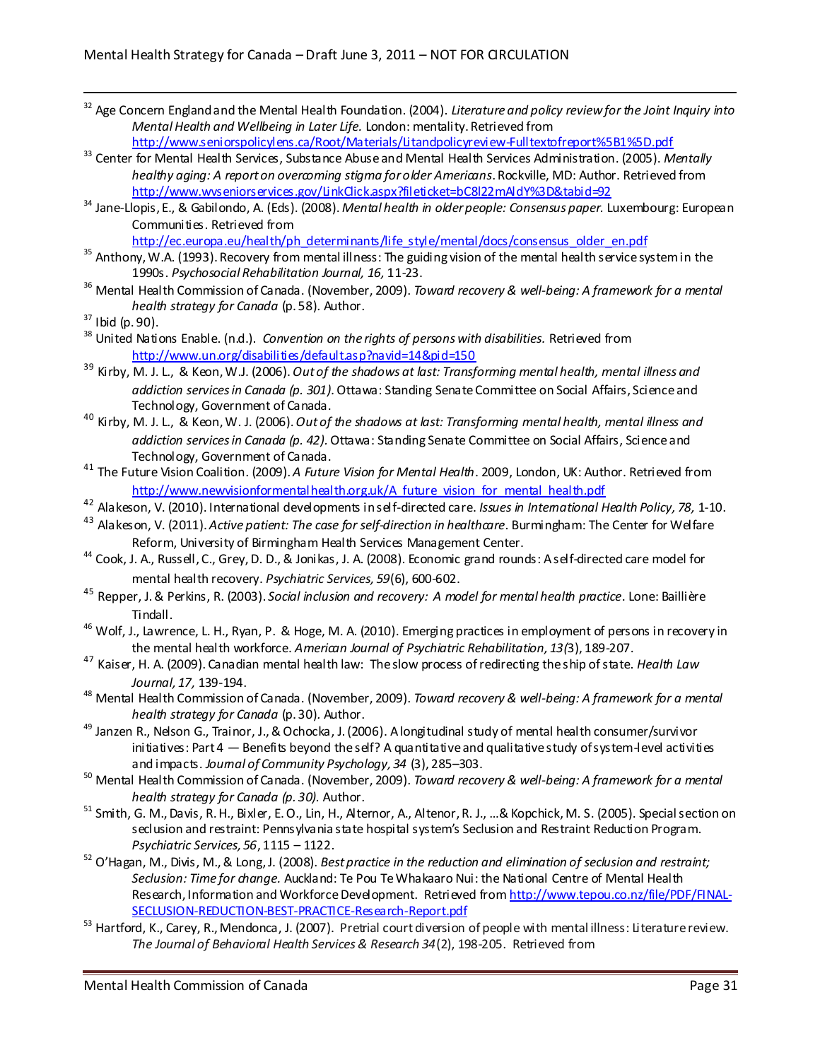[32] Age Concern England and the Mental Health Foundation. (2004). *Literature and policy review for the Joint Inquiry into Mental Health and Wellbeing in Later Life.* London: mentality. Retrieved from http://www.seniorspolicylens.ca/Root/Materials/Litandpolicyreview-Fulltextofreport%5B1%5D.pdf

[33] Center for Mental Health Services, Substance Abuse and Mental Health Services Administration. (2005). *Mentally healthy aging: A report on overcoming stigma for older Americans*. Rockville, MD: Author. Retrieved from http://www.wvseniorservices.gov/LinkClick.aspx?fileticket=bC8l22mAldY%3D&tabid=92

[34] Jane-Llopis, E., & Gabilondo, A. (Eds). (2008). *Mental health in older people: Consensus paper.* Luxembourg: European Communities. Retrieved from http://ec.europa.eu/health/ph_determinants/life_style/mental/docs/consensus_older_en.pdf

[35] Anthony, W.A. (1993). Recovery from mental illness: The guiding vision of the mental health service system in the 1990s. *Psychosocial Rehabilitation Journal, 16,* 11-23.

[36] Mental Health Commission of Canada. (November, 2009). *Toward recovery & well-being: A framework for a mental health strategy for Canada* (p. 58). Author.

[37] Ibid (p. 90).

[38] United Nations Enable. (n.d.). *Convention on the rights of persons with disabilities.* Retrieved from http://www.un.org/disabilities/default.asp?navid=14&pid=150

[39] Kirby, M. J. L., & Keon, W.J. (2006). *Out of the shadows at last: Transforming mental health, mental illness and addiction services in Canada (p. 301).* Ottawa: Standing Senate Committee on Social Affairs, Science and Technology, Government of Canada.

[40] Kirby, M. J. L., & Keon, W. J. (2006). *Out of the shadows at last: Transforming mental health, mental illness and addiction services in Canada (p. 42).* Ottawa: Standing Senate Committee on Social Affairs, Science and Technology, Government of Canada.

[41] The Future Vision Coalition. (2009). *A Future Vision for Mental Health*. 2009, London, UK: Author. Retrieved from http://www.newvisionformentalhealth.org.uk/A_future_vision_for_mental_health.pdf

[42] Alakeson, V. (2010). International developments in self-directed care. *Issues in International Health Policy, 78,* 1-10.

[43] Alakeson, V. (2011). *Active patient: The case for self-direction in healthcare*. Burmingham: The Center for Welfare Reform, University of Birmingham Health Services Management Center.

[44] Cook, J. A., Russell, C., Grey, D. D., & Jonikas, J. A. (2008). Economic grand rounds: A self-directed care model for mental health recovery. *Psychiatric Services, 59*(6), 600-602.

[45] Repper, J. & Perkins, R. (2003). *Social inclusion and recovery: A model for mental health practice*. Lone: Baillière Tindall.

[46] Wolf, J., Lawrence, L. H., Ryan, P. & Hoge, M. A. (2010). Emerging practices in employment of persons in recovery in the mental health workforce. *American Journal of Psychiatric Rehabilitation, 13(*3), 189-207.

[47] Kaiser, H. A. (2009). Canadian mental health law: The slow process of redirecting the ship of state. *Health Law Journal, 17,* 139-194.

[48] Mental Health Commission of Canada. (November, 2009). *Toward recovery & well-being: A framework for a mental health strategy for Canada* (p. 30). Author.

[49] Janzen R., Nelson G., Trainor, J., & Ochocka, J. (2006). A longitudinal study of mental health consumer/survivor initiatives: Part 4 — Benefits beyond the self? A quantitative and qualitative study of system-level activities and impacts. *Journal of Community Psychology, 34* (3), 285–303.

[50] Mental Health Commission of Canada. (November, 2009). *Toward recovery & well-being: A framework for a mental health strategy for Canada (p. 30).* Author.

[51] Smith, G. M., Davis, R. H., Bixler, E. O., Lin, H., Alternor, A., Altenor, R. J., ...& Kopchick, M. S. (2005). Special section on seclusion and restraint: Pennsylvania state hospital system's Seclusion and Restraint Reduction Program. *Psychiatric Services, 56*, 1115 – 1122.

[52] O'Hagan, M., Divis, M., & Long, J. (2008). *Best practice in the reduction and elimination of seclusion and restraint; Seclusion: Time for change.* Auckland: Te Pou Te Whakaaro Nui: the National Centre of Mental Health Research, Information and Workforce Development. Retrieved from http://www.tepou.co.nz/file/PDF/FINAL-SECLUSION-REDUCTION-BEST-PRACTICE-Research-Report.pdf

[53] Hartford, K., Carey, R., Mendonca, J. (2007). Pretrial court diversion of people with mental illness: Literature review. *The Journal of Behavioral Health Services & Research 34*(2), 198-205. Retrieved from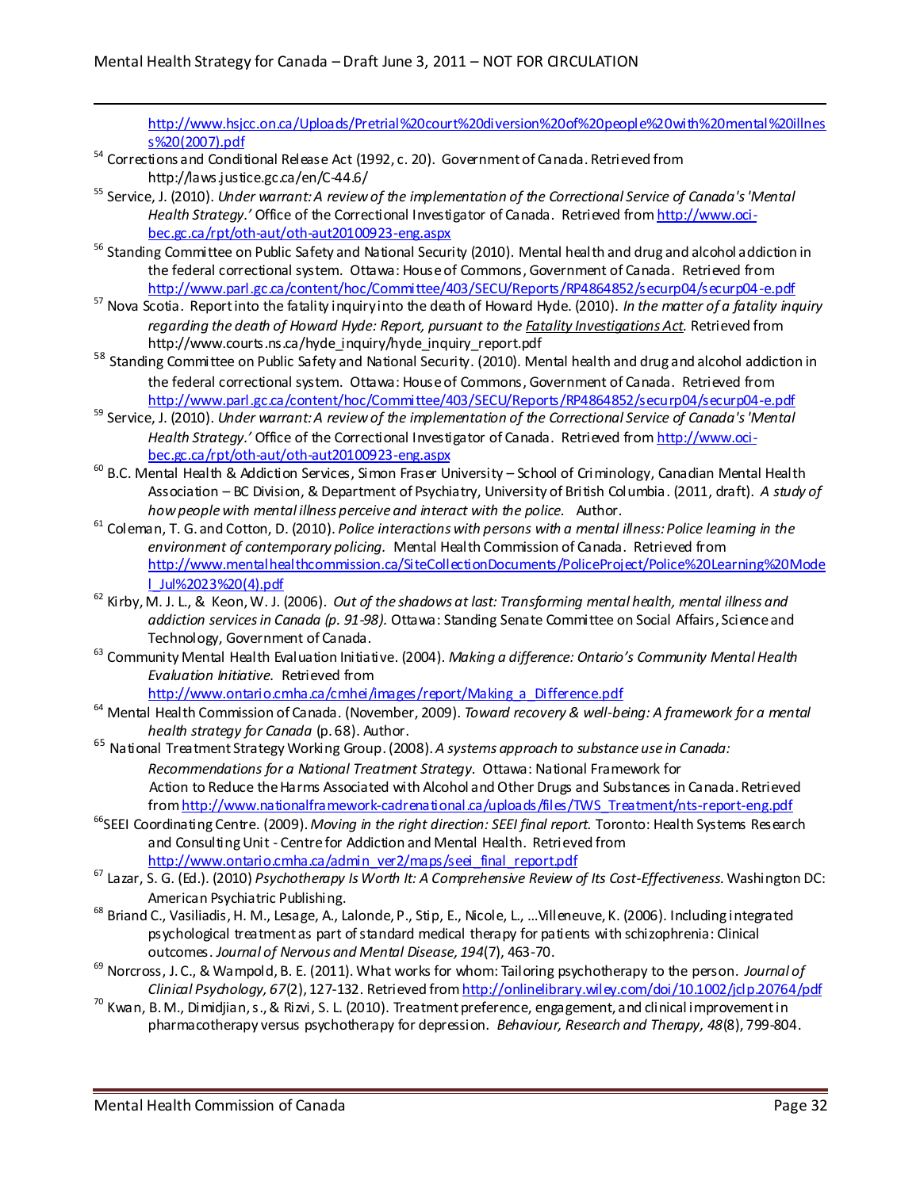http://www.hsjcc.on.ca/Uploads/Pretrial%20court%20diversion%20of%20people%20with%20mental%20illness%20(2007).pdf

[54] Corrections and Conditional Release Act (1992, c. 20). Government of Canada. Retrieved from http://laws.justice.gc.ca/en/C-44.6/

[55] Service, J. (2010). *Under warrant: A review of the implementation of the Correctional Service of Canada's 'Mental Health Strategy.'* Office of the Correctional Investigator of Canada. Retrieved from http://www.oci-bec.gc.ca/rpt/oth-aut/oth-aut20100923-eng.aspx

[56] Standing Committee on Public Safety and National Security (2010). Mental health and drug and alcohol addiction in the federal correctional system. Ottawa: House of Commons, Government of Canada. Retrieved from http://www.parl.gc.ca/content/hoc/Committee/403/SECU/Reports/RP4864852/securp04/securp04-e.pdf

[57] Nova Scotia. Report into the fatality inquiry into the death of Howard Hyde. (2010). *In the matter of a fatality inquiry regarding the death of Howard Hyde: Report, pursuant to the Fatality Investigations Act.* Retrieved from http://www.courts.ns.ca/hyde_inquiry/hyde_inquiry_report.pdf

[58] Standing Committee on Public Safety and National Security. (2010). Mental health and drug and alcohol addiction in the federal correctional system. Ottawa: House of Commons, Government of Canada. Retrieved from http://www.parl.gc.ca/content/hoc/Committee/403/SECU/Reports/RP4864852/securp04/securp04-e.pdf

[59] Service, J. (2010). *Under warrant: A review of the implementation of the Correctional Service of Canada's 'Mental Health Strategy.'* Office of the Correctional Investigator of Canada. Retrieved from http://www.oci-bec.gc.ca/rpt/oth-aut/oth-aut20100923-eng.aspx

[60] B.C. Mental Health & Addiction Services, Simon Fraser University – School of Criminology, Canadian Mental Health Association – BC Division, & Department of Psychiatry, University of British Columbia. (2011, draft). *A study of how people with mental illness perceive and interact with the police.* Author.

[61] Coleman, T. G. and Cotton, D. (2010). *Police interactions with persons with a mental illness: Police learning in the environment of contemporary policing.* Mental Health Commission of Canada. Retrieved from http://www.mentalhealthcommission.ca/SiteCollectionDocuments/PoliceProject/Police%20Learning%20Model_Jul%2023%20(4).pdf

[62] Kirby, M. J. L., & Keon, W. J. (2006). *Out of the shadows at last: Transforming mental health, mental illness and addiction services in Canada (p. 91-98).* Ottawa: Standing Senate Committee on Social Affairs, Science and Technology, Government of Canada.

[63] Community Mental Health Evaluation Initiative. (2004). *Making a difference: Ontario's Community Mental Health Evaluation Initiative.* Retrieved from http://www.ontario.cmha.ca/cmhei/images/report/Making_a_Difference.pdf

[64] Mental Health Commission of Canada. (November, 2009). *Toward recovery & well-being: A framework for a mental health strategy for Canada* (p. 68). Author.

[65] National Treatment Strategy Working Group. (2008). *A systems approach to substance use in Canada: Recommendations for a National Treatment Strategy.* Ottawa: National Framework for Action to Reduce the Harms Associated with Alcohol and Other Drugs and Substances in Canada. Retrieved from http://www.nationalframework-cadrenational.ca/uploads/files/TWS_Treatment/nts-report-eng.pdf

[66] SEEI Coordinating Centre. (2009). *Moving in the right direction: SEEI final report.* Toronto: Health Systems Research and Consulting Unit - Centre for Addiction and Mental Health. Retrieved from http://www.ontario.cmha.ca/admin_ver2/maps/seei_final_report.pdf

[67] Lazar, S. G. (Ed.). (2010) *Psychotherapy Is Worth It: A Comprehensive Review of Its Cost-Effectiveness.* Washington DC: American Psychiatric Publishing.

[68] Briand C., Vasiliadis, H. M., Lesage, A., Lalonde, P., Stip, E., Nicole, L., ...Villeneuve, K. (2006). Including integrated psychological treatment as part of standard medical therapy for patients with schizophrenia: Clinical outcomes. *Journal of Nervous and Mental Disease, 194*(7), 463-70.

[69] Norcross, J. C., & Wampold, B. E. (2011). What works for whom: Tailoring psychotherapy to the person. *Journal of Clinical Psychology, 67*(2), 127-132. Retrieved from http://onlinelibrary.wiley.com/doi/10.1002/jclp.20764/pdf

[70] Kwan, B. M., Dimidjian, s., & Rizvi, S. L. (2010). Treatment preference, engagement, and clinical improvement in pharmacotherapy versus psychotherapy for depression. *Behaviour, Research and Therapy, 48*(8), 799-804.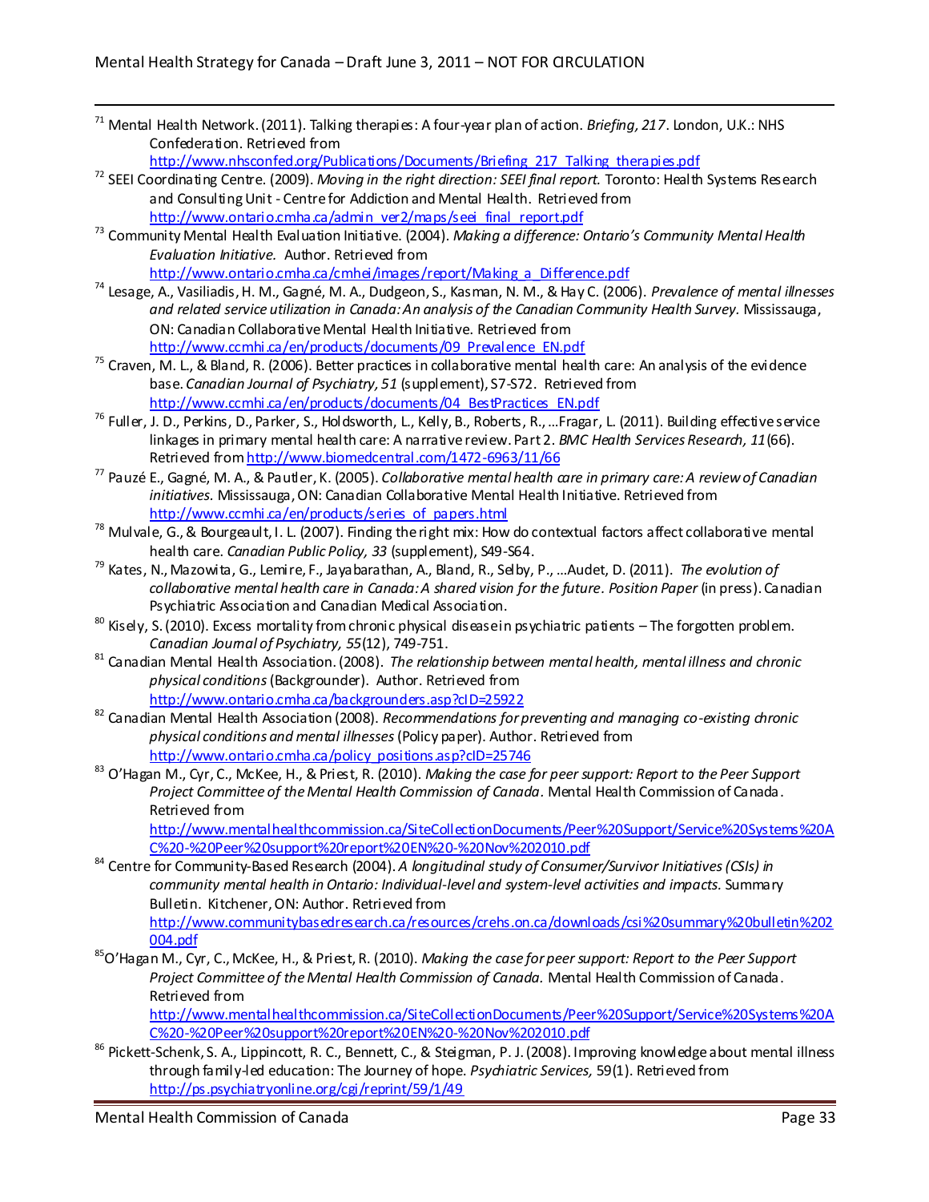[71] Mental Health Network. (2011). Talking therapies: A four-year plan of action. *Briefing, 217*. London, U.K.: NHS Confederation. Retrieved from http://www.nhsconfed.org/Publications/Documents/Briefing_217_Talking_therapies.pdf

[72] SEEI Coordinating Centre. (2009). *Moving in the right direction: SEEI final report.* Toronto: Health Systems Research and Consulting Unit - Centre for Addiction and Mental Health. Retrieved from http://www.ontario.cmha.ca/admin_ver2/maps/seei_final_report.pdf

[73] Community Mental Health Evaluation Initiative. (2004). *Making a difference: Ontario's Community Mental Health Evaluation Initiative.* Author. Retrieved from http://www.ontario.cmha.ca/cmhei/images/report/Making_a_Difference.pdf

[74] Lesage, A., Vasiliadis, H. M., Gagné, M. A., Dudgeon, S., Kasman, N. M., & Hay C. (2006). *Prevalence of mental illnesses and related service utilization in Canada: An analysis of the Canadian Community Health Survey.* Mississauga, ON: Canadian Collaborative Mental Health Initiative. Retrieved from http://www.ccmhi.ca/en/products/documents/09_Prevalence_EN.pdf

[75] Craven, M. L., & Bland, R. (2006). Better practices in collaborative mental health care: An analysis of the evidence base. *Canadian Journal of Psychiatry, 51* (supplement), S7-S72. Retrieved from http://www.ccmhi.ca/en/products/documents/04_BestPractices_EN.pdf

[76] Fuller, J. D., Perkins, D., Parker, S., Holdsworth, L., Kelly, B., Roberts, R., …Fragar, L. (2011). Building effective service linkages in primary mental health care: A narrative review. Part 2. *BMC Health Services Research, 11*(66). Retrieved from http://www.biomedcentral.com/1472-6963/11/66

[77] Pauzé E., Gagné, M. A., & Pautler, K. (2005). *Collaborative mental health care in primary care: A review of Canadian initiatives.* Mississauga, ON: Canadian Collaborative Mental Health Initiative. Retrieved from http://www.ccmhi.ca/en/products/series_of_papers.html

[78] Mulvale, G., & Bourgeault, I. L. (2007). Finding the right mix: How do contextual factors affect collaborative mental health care. *Canadian Public Policy, 33* (supplement), S49-S64.

[79] Kates, N., Mazowita, G., Lemire, F., Jayabarathan, A., Bland, R., Selby, P., …Audet, D. (2011). *The evolution of collaborative mental health care in Canada: A shared vision for the future. Position Paper* (in press). Canadian Psychiatric Association and Canadian Medical Association.

[80] Kisely, S. (2010). Excess mortality from chronic physical disease in psychiatric patients – The forgotten problem. *Canadian Journal of Psychiatry, 55*(12), 749-751.

[81] Canadian Mental Health Association. (2008). *The relationship between mental health, mental illness and chronic physical conditions* (Backgrounder). Author. Retrieved from http://www.ontario.cmha.ca/backgrounders.asp?cID=25922

[82] Canadian Mental Health Association (2008). *Recommendations for preventing and managing co-existing chronic physical conditions and mental illnesses* (Policy paper). Author. Retrieved from http://www.ontario.cmha.ca/policy_positions.asp?cID=25746

[83] O'Hagan M., Cyr, C., McKee, H., & Priest, R. (2010). *Making the case for peer support: Report to the Peer Support Project Committee of the Mental Health Commission of Canada*. Mental Health Commission of Canada. Retrieved from http://www.mentalhealthcommission.ca/SiteCollectionDocuments/Peer%20Support/Service%20Systems%20AC%20-%20Peer%20support%20report%20EN%20-%20Nov%202010.pdf

[84] Centre for Community-Based Research (2004). *A longitudinal study of Consumer/Survivor Initiatives (CSIs) in community mental health in Ontario: Individual-level and system-level activities and impacts.* Summary Bulletin. Kitchener, ON: Author. Retrieved from http://www.communitybasedresearch.ca/resources/crehs.on.ca/downloads/csi%20summary%20bulletin%202004.pdf

[85] O'Hagan M., Cyr, C., McKee, H., & Priest, R. (2010). *Making the case for peer support: Report to the Peer Support Project Committee of the Mental Health Commission of Canada.* Mental Health Commission of Canada. Retrieved from http://www.mentalhealthcommission.ca/SiteCollectionDocuments/Peer%20Support/Service%20Systems%20AC%20-%20Peer%20support%20report%20EN%20-%20Nov%202010.pdf

[86] Pickett-Schenk, S. A., Lippincott, R. C., Bennett, C., & Steigman, P. J. (2008). Improving knowledge about mental illness through family-led education: The Journey of hope. *Psychiatric Services,* 59(1). Retrieved from http://ps.psychiatryonline.org/cgi/reprint/59/1/49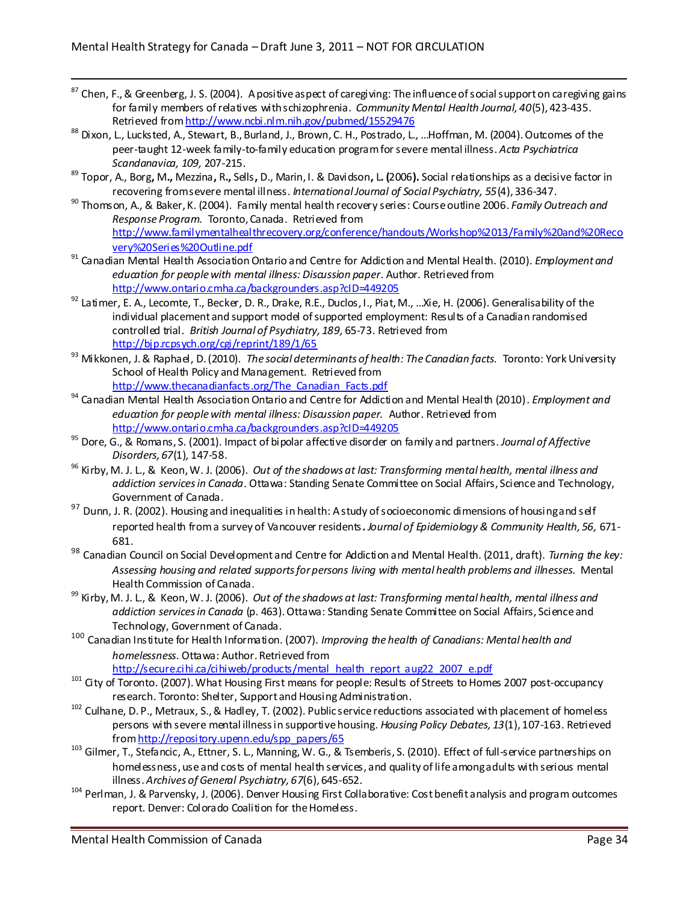[87] Chen, F., & Greenberg, J. S. (2004). A positive aspect of caregiving: The influence of social support on caregiving gains for family members of relatives with schizophrenia. *Community Mental Health Journal, 40*(5), 423-435. Retrieved from http://www.ncbi.nlm.nih.gov/pubmed/15529476

[88] Dixon, L., Lucksted, A., Stewart, B., Burland, J., Brown, C. H., Postrado, L., …Hoffman, M. (2004). Outcomes of the peer-taught 12-week family-to-family education program for severe mental illness. *Acta Psychiatrica Scandanavica, 109,* 207-215.

[89] Topor, A., Borg**,** M**.,** Mezzina**,** R**.,** Sells**,** D., Marin, I. & Davidson**,** L**.** (2006**).** Social relationships as a decisive factor in recovering from severe mental illness. *International Journal of Social Psychiatry, 55*(4), 336-347.

[90] Thomson, A., & Baker, K. (2004). Family mental health recovery series: Course outline 2006. *Family Outreach and Response Program.* Toronto, Canada. Retrieved from http://www.familymentalhealthrecovery.org/conference/handouts/Workshop%2013/Family%20and%20Recovery%20Series%20Outline.pdf

[91] Canadian Mental Health Association Ontario and Centre for Addiction and Mental Health. (2010). *Employment and education for people with mental illness: Discussion paper*. Author. Retrieved from http://www.ontario.cmha.ca/backgrounders.asp?cID=449205

[92] Latimer, E. A., Lecomte, T., Becker, D. R., Drake, R.E., Duclos, I., Piat, M., …Xie, H. (2006). Generalisability of the individual placement and support model of supported employment: Results of a Canadian randomised controlled trial. *British Journal of Psychiatry, 189,* 65-73. Retrieved from http://bjp.rcpsych.org/cgi/reprint/189/1/65

[93] Mikkonen, J. & Raphael, D. (2010). *The social determinants of health: The Canadian facts.* Toronto: York University School of Health Policy and Management. Retrieved from http://www.thecanadianfacts.org/The_Canadian_Facts.pdf

[94] Canadian Mental Health Association Ontario and Centre for Addiction and Mental Health (2010). *Employment and education for people with mental illness: Discussion paper.* Author. Retrieved from http://www.ontario.cmha.ca/backgrounders.asp?cID=449205

[95] Dore, G., & Romans, S. (2001). Impact of bipolar affective disorder on family and partners. *Journal of Affective Disorders, 67*(1)*,* 147-58.

[96] Kirby, M. J. L., & Keon, W. J. (2006). *Out of the shadows at last: Transforming mental health, mental illness and addiction services in Canada*. Ottawa: Standing Senate Committee on Social Affairs, Science and Technology, Government of Canada.

[97] Dunn, J. R. (2002). Housing and inequalities in health: A study of socioeconomic dimensions of housing and self reported health from a survey of Vancouver residents**.** *Journal of Epidemiology & Community Health, 56,* 671-681.

[98] Canadian Council on Social Development and Centre for Addiction and Mental Health. (2011, draft). *Turning the key: Assessing housing and related supports for persons living with mental health problems and illnesses.* Mental Health Commission of Canada.

[99] Kirby, M. J. L., & Keon, W. J. (2006). *Out of the shadows at last: Transforming mental health, mental illness and addiction services in Canada* (p. 463). Ottawa: Standing Senate Committee on Social Affairs, Science and Technology, Government of Canada.

[100] Canadian Institute for Health Information. (2007). *Improving the health of Canadians: Mental health and homelessness*. Ottawa: Author. Retrieved from http://secure.cihi.ca/cihiweb/products/mental_health_report_aug22_2007_e.pdf

[101] City of Toronto. (2007). What Housing First means for people: Results of Streets to Homes 2007 post-occupancy research. Toronto: Shelter, Support and Housing Administration.

[102] Culhane, D. P., Metraux, S., & Hadley, T. (2002). Public service reductions associated with placement of homeless persons with severe mental illness in supportive housing. *Housing Policy Debates, 13*(1), 107-163. Retrieved from http://repository.upenn.edu/spp_papers/65

[103] Gilmer, T., Stefancic, A., Ettner, S. L., Manning, W. G., & Tsemberis, S. (2010). Effect of full-service partnerships on homelessness, use and costs of mental health services, and quality of life among adults with serious mental illness. *Archives of General Psychiatry, 67*(6), 645-652.

[104] Perlman, J. & Parvensky, J. (2006). Denver Housing First Collaborative: Cost benefit analysis and program outcomes report. Denver: Colorado Coalition for the Homeless.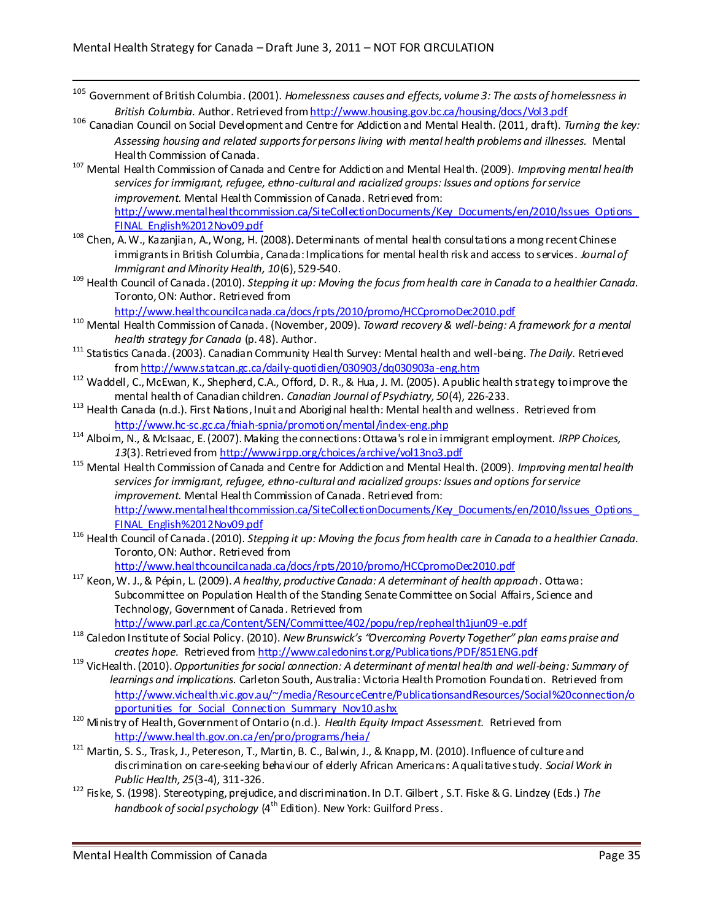[105] Government of British Columbia. (2001). *Homelessness causes and effects, volume 3: The costs of homelessness in British Columbia.* Author. Retrieved from http://www.housing.gov.bc.ca/housing/docs/Vol3.pdf

[106] Canadian Council on Social Development and Centre for Addiction and Mental Health. (2011, draft). *Turning the key: Assessing housing and related supports for persons living with mental health problems and illnesses.* Mental Health Commission of Canada.

[107] Mental Health Commission of Canada and Centre for Addiction and Mental Health. (2009). *Improving mental health services for immigrant, refugee, ethno-cultural and racialized groups: Issues and options for service improvement.* Mental Health Commission of Canada. Retrieved from: http://www.mentalhealthcommission.ca/SiteCollectionDocuments/Key_Documents/en/2010/Issues_Options_FINAL_English%2012Nov09.pdf

[108] Chen, A. W., Kazanjian, A., Wong, H. (2008). Determinants of mental health consultations among recent Chinese immigrants in British Columbia, Canada: Implications for mental health risk and access to services. *Journal of Immigrant and Minority Health, 10*(6), 529-540.

[109] Health Council of Canada. (2010). *Stepping it up: Moving the focus from health care in Canada to a healthier Canada.* Toronto, ON: Author. Retrieved from http://www.healthcouncilcanada.ca/docs/rpts/2010/promo/HCCpromoDec2010.pdf

[110] Mental Health Commission of Canada. (November, 2009). *Toward recovery & well-being: A framework for a mental health strategy for Canada* (p. 48). Author.

[111] Statistics Canada. (2003). Canadian Community Health Survey: Mental health and well-being. *The Daily.* Retrieved from http://www.statcan.gc.ca/daily-quotidien/030903/dq030903a-eng.htm

[112] Waddell, C., McEwan, K., Shepherd, C.A., Offord, D. R., & Hua, J. M. (2005). A public health strategy to improve the mental health of Canadian children. *Canadian Journal of Psychiatry, 50*(4), 226-233.

[113] Health Canada (n.d.). First Nations, Inuit and Aboriginal health: Mental health and wellness. Retrieved from http://www.hc-sc.gc.ca/fniah-spnia/promotion/mental/index-eng.php

[114] Alboim, N., & McIsaac, E. (2007). Making the connections: Ottawa's role in immigrant employment. *IRPP Choices, 13*(3). Retrieved from http://www.irpp.org/choices/archive/vol13no3.pdf

[115] Mental Health Commission of Canada and Centre for Addiction and Mental Health. (2009). *Improving mental health services for immigrant, refugee, ethno-cultural and racialized groups: Issues and options for service improvement.* Mental Health Commission of Canada. Retrieved from: http://www.mentalhealthcommission.ca/SiteCollectionDocuments/Key_Documents/en/2010/Issues_Options_FINAL_English%2012Nov09.pdf

[116] Health Council of Canada. (2010). *Stepping it up: Moving the focus from health care in Canada to a healthier Canada.* Toronto, ON: Author. Retrieved from http://www.healthcouncilcanada.ca/docs/rpts/2010/promo/HCCpromoDec2010.pdf

[117] Keon, W. J., & Pépin, L. (2009). *A healthy, productive Canada: A determinant of health approach*. Ottawa: Subcommittee on Population Health of the Standing Senate Committee on Social Affairs, Science and Technology, Government of Canada. Retrieved from http://www.parl.gc.ca/Content/SEN/Committee/402/popu/rep/rephealth1jun09-e.pdf

[118] Caledon Institute of Social Policy. (2010). *New Brunswick's "Overcoming Poverty Together" plan earns praise and creates hope.* Retrieved from http://www.caledoninst.org/Publications/PDF/851ENG.pdf

[119] VicHealth. (2010). *Opportunities for social connection: A determinant of mental health and well-being: Summary of learnings and implications.* Carleton South, Australia: Victoria Health Promotion Foundation. Retrieved from http://www.vichealth.vic.gov.au/~/media/ResourceCentre/PublicationsandResources/Social%20connection/opportunities_for_Social_Connection_Summary_Nov10.ashx

[120] Ministry of Health, Government of Ontario (n.d.). *Health Equity Impact Assessment.* Retrieved from http://www.health.gov.on.ca/en/pro/programs/heia/

[121] Martin, S. S., Trask, J., Petereson, T., Martin, B. C., Balwin, J., & Knapp, M. (2010). Influence of culture and discrimination on care-seeking behaviour of elderly African Americans: A qualitative study. *Social Work in Public Health, 25*(3-4), 311-326.

[122] Fiske, S. (1998). Stereotyping, prejudice, and discrimination. In D.T. Gilbert, S.T. Fiske & G. Lindzey (Eds.) *The handbook of social psychology* (4th Edition). New York: Guilford Press.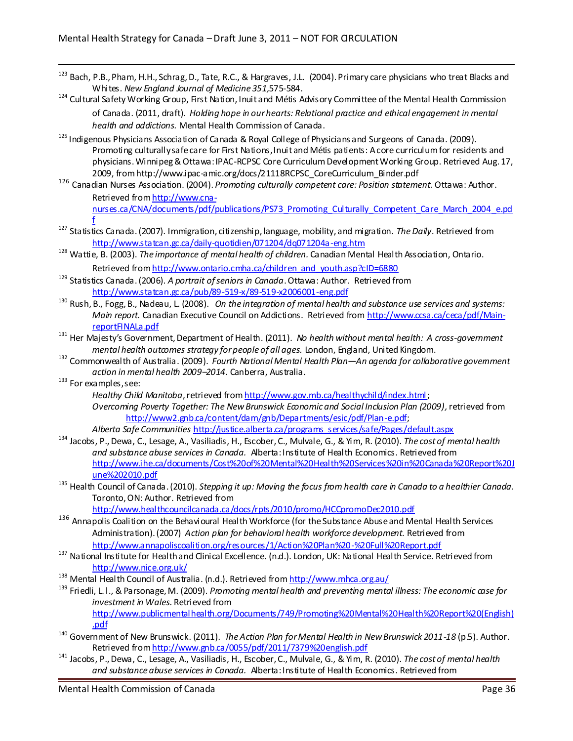[123] Bach, P.B., Pham, H.H., Schrag, D., Tate, R.C., & Hargraves, J.L. (2004). Primary care physicians who treat Blacks and Whites. *New England Journal of Medicine 351*,575-584.

[124] Cultural Safety Working Group, First Nation, Inuit and Métis Advisory Committee of the Mental Health Commission of Canada. (2011, draft). *Holding hope in our hearts: Relational practice and ethical engagement in mental health and addictions.* Mental Health Commission of Canada.

[125] Indigenous Physicians Association of Canada & Royal College of Physicians and Surgeons of Canada. (2009). Promoting culturally safe care for First Nations, Inuit and Métis patients: A core curriculum for residents and physicians. Winnipeg & Ottawa: IPAC-RCPSC Core Curriculum Development Working Group. Retrieved Aug. 17, 2009, from http://www.ipac-amic.org/docs/21118RCPSC_CoreCurriculum_Binder.pdf

[126] Canadian Nurses Association. (2004). *Promoting culturally competent care: Position statement.* Ottawa: Author. Retrieved from http://www.cna-nurses.ca/CNA/documents/pdf/publications/PS73_Promoting_Culturally_Competent_Care_March_2004_e.pdf

[127] Statistics Canada. (2007). Immigration, citizenship, language, mobility, and migration. *The Daily*. Retrieved from http://www.statcan.gc.ca/daily-quotidien/071204/dq071204a-eng.htm

[128] Wattie, B. (2003). *The importance of mental health of children.* Canadian Mental Health Association, Ontario. Retrieved from http://www.ontario.cmha.ca/children_and_youth.asp?cID=6880

[129] Statistics Canada. (2006). *A portrait of seniors in Canada*. Ottawa: Author. Retrieved from http://www.statcan.gc.ca/pub/89-519-x/89-519-x2006001-eng.pdf

[130] Rush, B., Fogg, B., Nadeau, L. (2008). *On the integration of mental health and substance use services and systems: Main report.* Canadian Executive Council on Addictions. Retrieved from http://www.ccsa.ca/ceca/pdf/Main-reportFINALa.pdf

[131] Her Majesty's Government, Department of Health. (2011). *No health without mental health: A cross-government mental health outcomes strategy for people of all ages.* London, England, United Kingdom.

[132] Commonwealth of Australia. (2009). *Fourth National Mental Health Plan—An agenda for collaborative government action in mental health 2009–2014.* Canberra, Australia.

[133] For examples, see:

*Healthy Child Manitoba*, retrieved from http://www.gov.mb.ca/healthychild/index.html;

*Overcoming Poverty Together: The New Brunswick Economic and Social Inclusion Plan (2009),* retrieved from http://www2.gnb.ca/content/dam/gnb/Departments/esic/pdf/Plan-e.pdf;

*Alberta Safe Communities* http://justice.alberta.ca/programs_services/safe/Pages/default.aspx

[134] Jacobs, P., Dewa, C., Lesage, A., Vasiliadis, H., Escober, C., Mulvale, G., & Yim, R. (2010). *The cost of mental health and substance abuse services in Canada.* Alberta: Institute of Health Economics. Retrieved from http://www.ihe.ca/documents/Cost%20of%20Mental%20Health%20Services%20in%20Canada%20Report%20June%202010.pdf

[135] Health Council of Canada. (2010). *Stepping it up: Moving the focus from health care in Canada to a healthier Canada.* Toronto, ON: Author. Retrieved from http://www.healthcouncilcanada.ca/docs/rpts/2010/promo/HCCpromoDec2010.pdf

[136] Annapolis Coalition on the Behavioural Health Workforce (for the Substance Abuse and Mental Health Services Administration). (2007) *Action plan for behavioral health workforce development.* Retrieved from http://www.annapoliscoalition.org/resources/1/Action%20Plan%20-%20Full%20Report.pdf

[137] National Institute for Health and Clinical Excellence. (n.d.). London, UK: National Health Service. Retrieved from http://www.nice.org.uk/

[138] Mental Health Council of Australia. (n.d.). Retrieved from http://www.mhca.org.au/

[139] Friedli, L. l., & Parsonage, M. (2009). *Promoting mental health and preventing mental illness: The economic case for investment in Wales.* Retrieved from http://www.publicmentalhealth.org/Documents/749/Promoting%20Mental%20Health%20Report%20(English).pdf

[140] Government of New Brunswick. (2011). *The Action Plan for Mental Health in New Brunswick 2011-18* (p.5). Author. Retrieved from http://www.gnb.ca/0055/pdf/2011/7379%20english.pdf

[141] Jacobs, P., Dewa, C., Lesage, A., Vasiliadis, H., Escober, C., Mulvale, G., & Yim, R. (2010). *The cost of mental health and substance abuse services in Canada.* Alberta: Institute of Health Economics. Retrieved from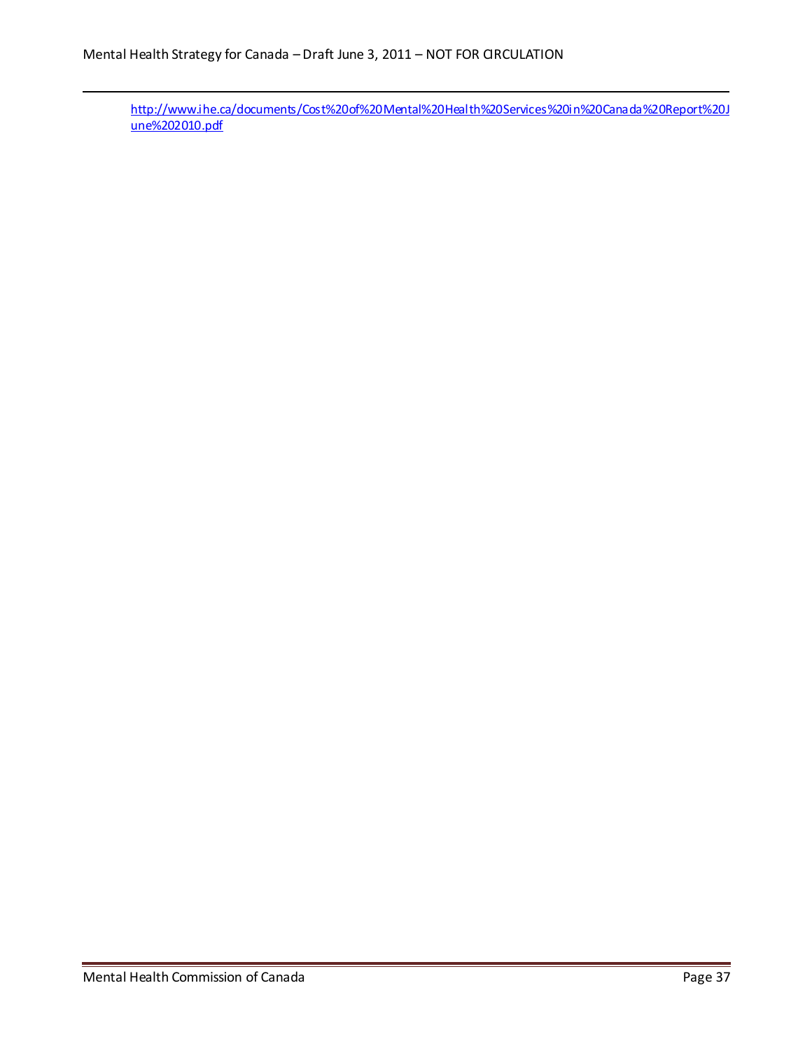http://www.ihe.ca/documents/Cost%20of%20Mental%20Health%20Services%20in%20Canada%20Report%20June%202010.pdf